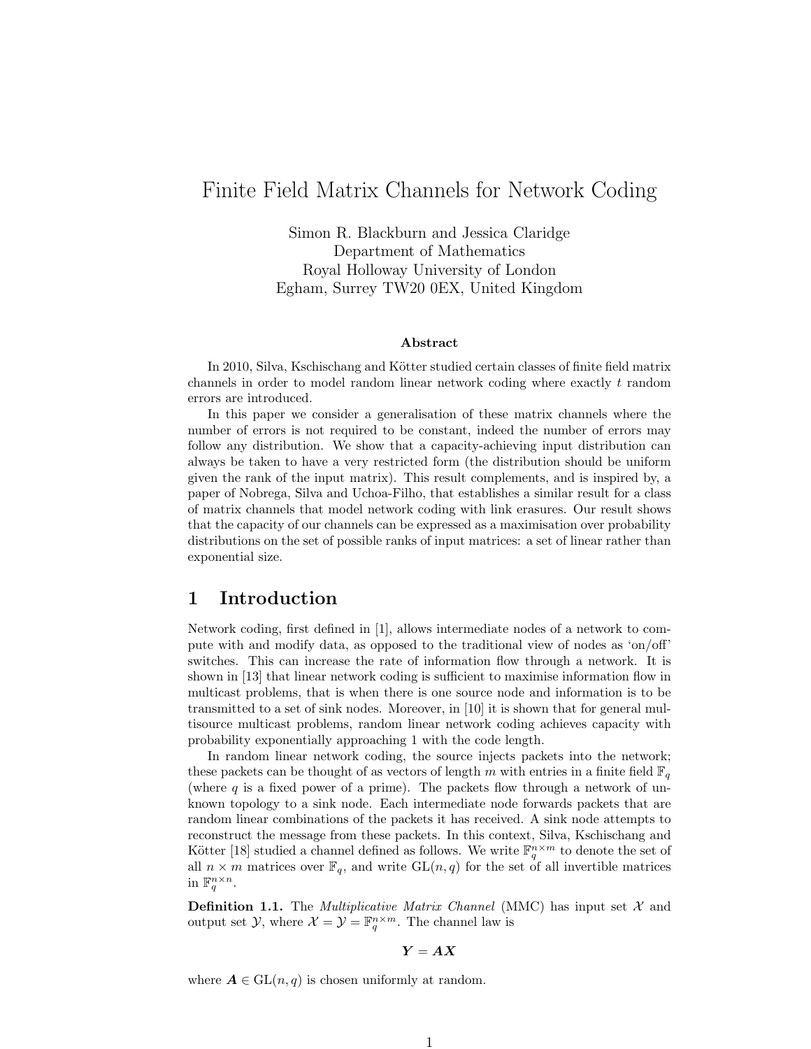# Finite Field Matrix Channels for Network Coding

Simon R. Blackburn and Jessica Claridge
Department of Mathematics
Royal Holloway University of London
Egham, Surrey TW20 0EX, United Kingdom

### Abstract

In 2010, Silva, Kschischang and Kötter studied certain classes of finite field matrix channels in order to model random linear network coding where exactly $t$ random errors are introduced.

In this paper we consider a generalisation of these matrix channels where the number of errors is not required to be constant, indeed the number of errors may follow any distribution. We show that a capacity-achieving input distribution can always be taken to have a very restricted form (the distribution should be uniform given the rank of the input matrix). This result complements, and is inspired by, a paper of Nobrega, Silva and Uchoa-Filho, that establishes a similar result for a class of matrix channels that model network coding with link erasures. Our result shows that the capacity of our channels can be expressed as a maximisation over probability distributions on the set of possible ranks of input matrices: a set of linear rather than exponential size.

## 1 Introduction

Network coding, first defined in [1], allows intermediate nodes of a network to compute with and modify data, as opposed to the traditional view of nodes as 'on/off' switches. This can increase the rate of information flow through a network. It is shown in [13] that linear network coding is sufficient to maximise information flow in multicast problems, that is when there is one source node and information is to be transmitted to a set of sink nodes. Moreover, in [10] it is shown that for general multisource multicast problems, random linear network coding achieves capacity with probability exponentially approaching 1 with the code length.

In random linear network coding, the source injects packets into the network; these packets can be thought of as vectors of length $m$ with entries in a finite field $\mathbb{F}_q$ (where $q$ is a fixed power of a prime). The packets flow through a network of unknown topology to a sink node. Each intermediate node forwards packets that are random linear combinations of the packets it has received. A sink node attempts to reconstruct the message from these packets. In this context, Silva, Kschischang and Kötter [18] studied a channel defined as follows. We write $\mathbb{F}_q^{n\times m}$ to denote the set of all $n \times m$ matrices over $\mathbb{F}_q$, and write $\mathrm{GL}(n, q)$ for the set of all invertible matrices in $\mathbb{F}_q^{n\times n}$.

**Definition 1.1.** The *Multiplicative Matrix Channel* (MMC) has input set $\mathcal{X}$ and output set $\mathcal{Y}$, where $\mathcal{X} = \mathcal{Y} = \mathbb{F}_q^{n\times m}$. The channel law is

$$\boldsymbol{Y} = \boldsymbol{A}\boldsymbol{X}$$

where $\boldsymbol{A} \in \mathrm{GL}(n, q)$ is chosen uniformly at random.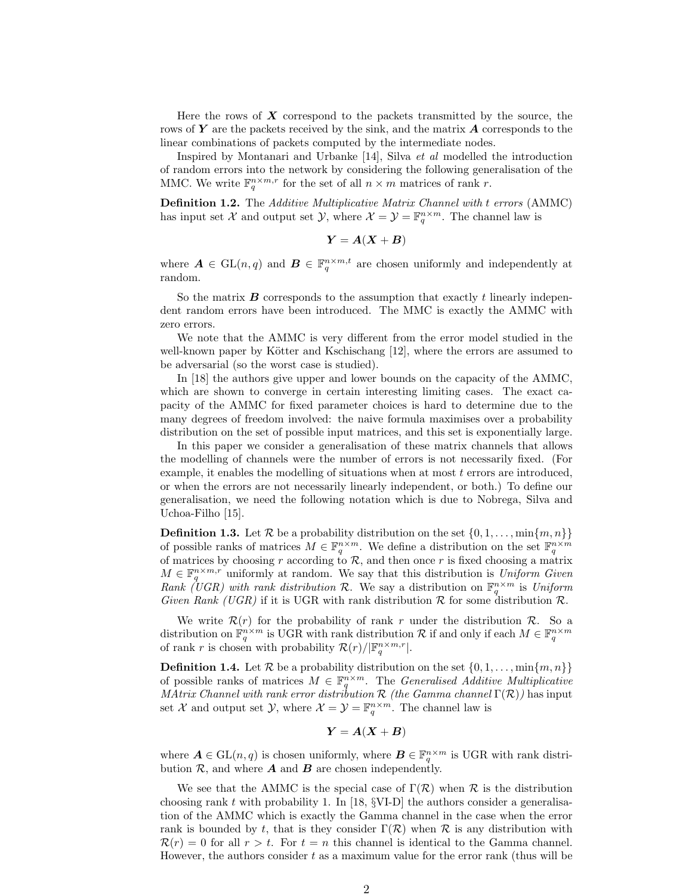Here the rows of $\boldsymbol{X}$ correspond to the packets transmitted by the source, the rows of $\boldsymbol{Y}$ are the packets received by the sink, and the matrix $\boldsymbol{A}$ corresponds to the linear combinations of packets computed by the intermediate nodes.

Inspired by Montanari and Urbanke [14], Silva *et al* modelled the introduction of random errors into the network by considering the following generalisation of the MMC. We write $\mathbb{F}_q^{n\times m,r}$ for the set of all $n \times m$ matrices of rank $r$.

**Definition 1.2.** The *Additive Multiplicative Matrix Channel with* $t$ *errors* (AMMC) has input set $\mathcal{X}$ and output set $\mathcal{Y}$, where $\mathcal{X} = \mathcal{Y} = \mathbb{F}_q^{n\times m}$. The channel law is

$$\boldsymbol{Y} = \boldsymbol{A}(\boldsymbol{X} + \boldsymbol{B})$$

where $\boldsymbol{A} \in \mathrm{GL}(n, q)$ and $\boldsymbol{B} \in \mathbb{F}_q^{n\times m,t}$ are chosen uniformly and independently at random.

So the matrix $\boldsymbol{B}$ corresponds to the assumption that exactly $t$ linearly independent random errors have been introduced. The MMC is exactly the AMMC with zero errors.

We note that the AMMC is very different from the error model studied in the well-known paper by Kötter and Kschischang [12], where the errors are assumed to be adversarial (so the worst case is studied).

In [18] the authors give upper and lower bounds on the capacity of the AMMC, which are shown to converge in certain interesting limiting cases. The exact capacity of the AMMC for fixed parameter choices is hard to determine due to the many degrees of freedom involved: the naive formula maximises over a probability distribution on the set of possible input matrices, and this set is exponentially large.

In this paper we consider a generalisation of these matrix channels that allows the modelling of channels were the number of errors is not necessarily fixed. (For example, it enables the modelling of situations when at most $t$ errors are introduced, or when the errors are not necessarily linearly independent, or both.) To define our generalisation, we need the following notation which is due to Nobrega, Silva and Uchoa-Filho [15].

**Definition 1.3.** Let $\mathcal{R}$ be a probability distribution on the set $\{0, 1, \ldots, \min\{m, n\}\}$ of possible ranks of matrices $M \in \mathbb{F}_q^{n\times m}$. We define a distribution on the set $\mathbb{F}_q^{n\times m}$ of matrices by choosing $r$ according to $\mathcal{R}$, and then once $r$ is fixed choosing a matrix $M \in \mathbb{F}_q^{n\times m,r}$ uniformly at random. We say that this distribution is *Uniform Given Rank (UGR) with rank distribution* $\mathcal{R}$. We say a distribution on $\mathbb{F}_q^{n\times m}$ is *Uniform Given Rank (UGR)* if it is UGR with rank distribution $\mathcal{R}$ for some distribution $\mathcal{R}$.

We write $\mathcal{R}(r)$ for the probability of rank $r$ under the distribution $\mathcal{R}$. So a distribution on $\mathbb{F}_q^{n\times m}$ is UGR with rank distribution $\mathcal{R}$ if and only if each $M \in \mathbb{F}_q^{n\times m}$ of rank $r$ is chosen with probability $\mathcal{R}(r)/|\mathbb{F}_q^{n\times m,r}|$.

**Definition 1.4.** Let $\mathcal{R}$ be a probability distribution on the set $\{0, 1, \ldots, \min\{m, n\}\}$ of possible ranks of matrices $M \in \mathbb{F}_q^{n\times m}$. The *Generalised Additive Multiplicative MAtrix Channel with rank error distribution* $\mathcal{R}$ *(the Gamma channel* $\Gamma(\mathcal{R})$*)* has input set $\mathcal{X}$ and output set $\mathcal{Y}$, where $\mathcal{X} = \mathcal{Y} = \mathbb{F}_q^{n\times m}$. The channel law is

$$\boldsymbol{Y} = \boldsymbol{A}(\boldsymbol{X} + \boldsymbol{B})$$

where $\boldsymbol{A} \in \mathrm{GL}(n, q)$ is chosen uniformly, where $\boldsymbol{B} \in \mathbb{F}_q^{n\times m}$ is UGR with rank distribution $\mathcal{R}$, and where $\boldsymbol{A}$ and $\boldsymbol{B}$ are chosen independently.

We see that the AMMC is the special case of $\Gamma(\mathcal{R})$ when $\mathcal{R}$ is the distribution choosing rank $t$ with probability 1. In [18, §VI-D] the authors consider a generalisation of the AMMC which is exactly the Gamma channel in the case when the error rank is bounded by $t$, that is they consider $\Gamma(\mathcal{R})$ when $\mathcal{R}$ is any distribution with $\mathcal{R}(r) = 0$ for all $r > t$. For $t = n$ this channel is identical to the Gamma channel. However, the authors consider $t$ as a maximum value for the error rank (thus will be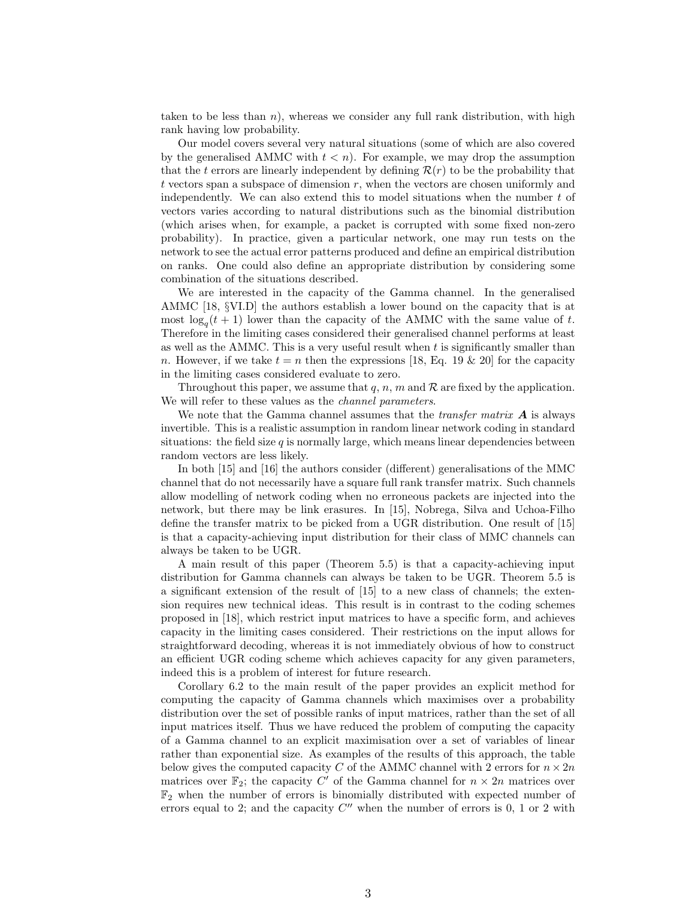taken to be less than $n$), whereas we consider any full rank distribution, with high rank having low probability.

Our model covers several very natural situations (some of which are also covered by the generalised AMMC with $t < n$). For example, we may drop the assumption that the $t$ errors are linearly independent by defining $\mathcal{R}(r)$ to be the probability that $t$ vectors span a subspace of dimension $r$, when the vectors are chosen uniformly and independently. We can also extend this to model situations when the number $t$ of vectors varies according to natural distributions such as the binomial distribution (which arises when, for example, a packet is corrupted with some fixed non-zero probability). In practice, given a particular network, one may run tests on the network to see the actual error patterns produced and define an empirical distribution on ranks. One could also define an appropriate distribution by considering some combination of the situations described.

We are interested in the capacity of the Gamma channel. In the generalised AMMC [18, §VI.D] the authors establish a lower bound on the capacity that is at most $\log_q(t+1)$ lower than the capacity of the AMMC with the same value of $t$. Therefore in the limiting cases considered their generalised channel performs at least as well as the AMMC. This is a very useful result when $t$ is significantly smaller than $n$. However, if we take $t = n$ then the expressions [18, Eq. 19 & 20] for the capacity in the limiting cases considered evaluate to zero.

Throughout this paper, we assume that $q$, $n$, $m$ and $\mathcal{R}$ are fixed by the application. We will refer to these values as the *channel parameters*.

We note that the Gamma channel assumes that the *transfer matrix* $\boldsymbol{A}$ is always invertible. This is a realistic assumption in random linear network coding in standard situations: the field size $q$ is normally large, which means linear dependencies between random vectors are less likely.

In both [15] and [16] the authors consider (different) generalisations of the MMC channel that do not necessarily have a square full rank transfer matrix. Such channels allow modelling of network coding when no erroneous packets are injected into the network, but there may be link erasures. In [15], Nobrega, Silva and Uchoa-Filho define the transfer matrix to be picked from a UGR distribution. One result of [15] is that a capacity-achieving input distribution for their class of MMC channels can always be taken to be UGR.

A main result of this paper (Theorem 5.5) is that a capacity-achieving input distribution for Gamma channels can always be taken to be UGR. Theorem 5.5 is a significant extension of the result of [15] to a new class of channels; the extension requires new technical ideas. This result is in contrast to the coding schemes proposed in [18], which restrict input matrices to have a specific form, and achieves capacity in the limiting cases considered. Their restrictions on the input allows for straightforward decoding, whereas it is not immediately obvious of how to construct an efficient UGR coding scheme which achieves capacity for any given parameters, indeed this is a problem of interest for future research.

Corollary 6.2 to the main result of the paper provides an explicit method for computing the capacity of Gamma channels which maximises over a probability distribution over the set of possible ranks of input matrices, rather than the set of all input matrices itself. Thus we have reduced the problem of computing the capacity of a Gamma channel to an explicit maximisation over a set of variables of linear rather than exponential size. As examples of the results of this approach, the table below gives the computed capacity $C$ of the AMMC channel with 2 errors for $n \times 2n$ matrices over $\mathbb{F}_2$; the capacity $C'$ of the Gamma channel for $n \times 2n$ matrices over $\mathbb{F}_2$ when the number of errors is binomially distributed with expected number of errors equal to 2; and the capacity $C''$ when the number of errors is 0, 1 or 2 with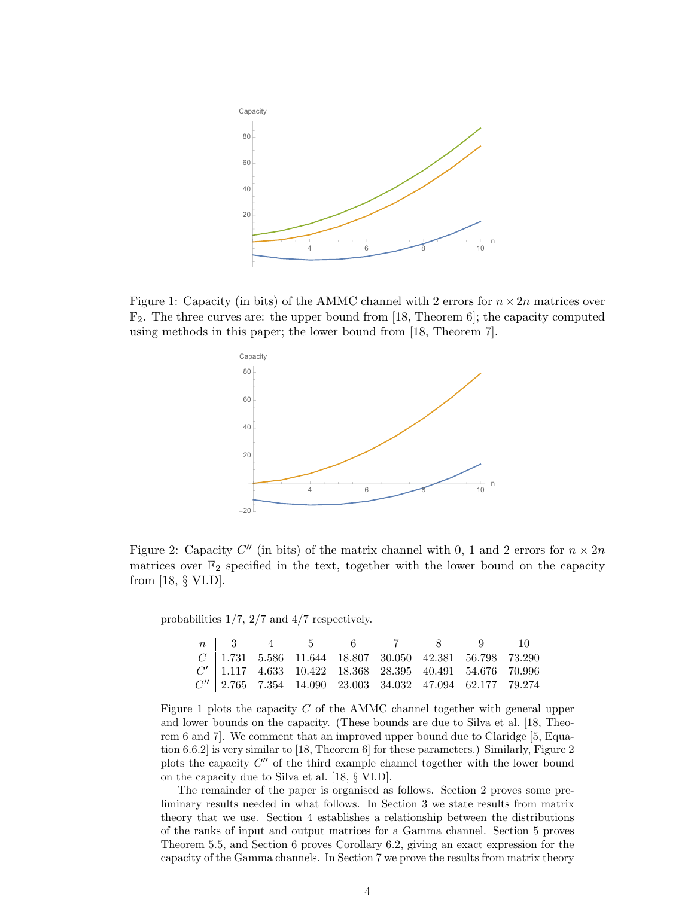Figure 1: Capacity (in bits) of the AMMC channel with 2 errors for $n \times 2n$ matrices over $\mathbb{F}_2$. The three curves are: the upper bound from [18, Theorem 6]; the capacity computed using methods in this paper; the lower bound from [18, Theorem 7].

Figure 2: Capacity $C''$ (in bits) of the matrix channel with 0, 1 and 2 errors for $n \times 2n$ matrices over $\mathbb{F}_2$ specified in the text, together with the lower bound on the capacity from [18, § VI.D].

probabilities 1/7, 2/7 and 4/7 respectively.

| $n$ | 3 | 4 | 5 | 6 | 7 | 8 | 9 | 10 |
|---|---|---|---|---|---|---|---|---|
| $C$ | 1.731 | 5.586 | 11.644 | 18.807 | 30.050 | 42.381 | 56.798 | 73.290 |
| $C'$ | 1.117 | 4.633 | 10.422 | 18.368 | 28.395 | 40.491 | 54.676 | 70.996 |
| $C''$ | 2.765 | 7.354 | 14.090 | 23.003 | 34.032 | 47.094 | 62.177 | 79.274 |

Figure 1 plots the capacity $C$ of the AMMC channel together with general upper and lower bounds on the capacity. (These bounds are due to Silva et al. [18, Theorem 6 and 7]. We comment that an improved upper bound due to Claridge [5, Equation 6.6.2] is very similar to [18, Theorem 6] for these parameters.) Similarly, Figure 2 plots the capacity $C''$ of the third example channel together with the lower bound on the capacity due to Silva et al. [18, § VI.D].

The remainder of the paper is organised as follows. Section 2 proves some preliminary results needed in what follows. In Section 3 we state results from matrix theory that we use. Section 4 establishes a relationship between the distributions of the ranks of input and output matrices for a Gamma channel. Section 5 proves Theorem 5.5, and Section 6 proves Corollary 6.2, giving an exact expression for the capacity of the Gamma channels. In Section 7 we prove the results from matrix theory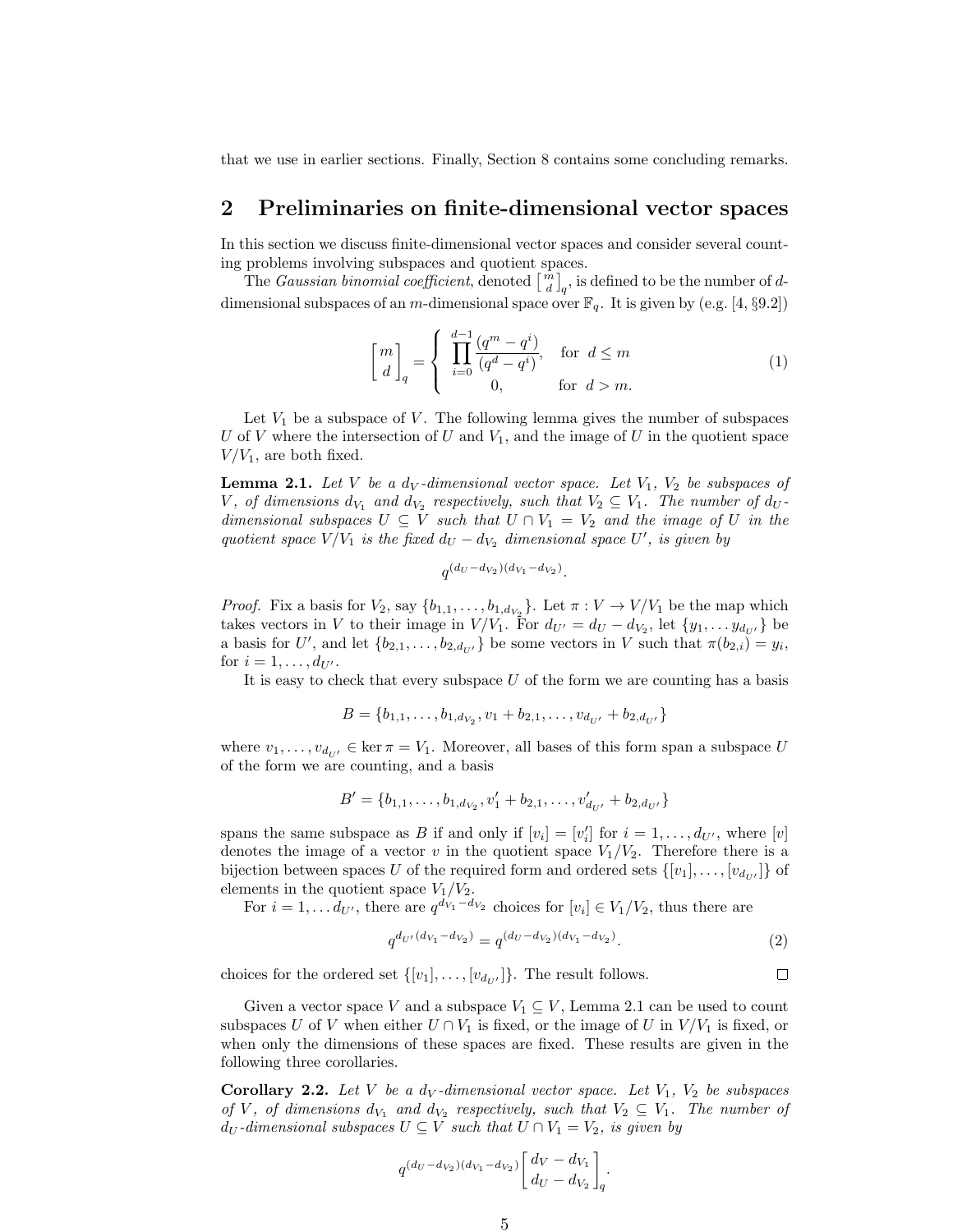that we use in earlier sections. Finally, Section 8 contains some concluding remarks.

## 2 Preliminaries on finite-dimensional vector spaces

In this section we discuss finite-dimensional vector spaces and consider several counting problems involving subspaces and quotient spaces.

The *Gaussian binomial coefficient*, denoted $\left[ {m \atop d} \right]_q$, is defined to be the number of $d$-dimensional subspaces of an $m$-dimensional space over $\mathbb{F}_q$. It is given by (e.g. [4, §9.2])

$$\left[ \begin{matrix} m \\ d \end{matrix} \right]_q = \begin{cases} \displaystyle\prod_{i=0}^{d-1} \frac{(q^m - q^i)}{(q^d - q^i)}, & \text{for } d \leq m \\ 0, & \text{for } d > m. \end{cases} \tag{1}$$

Let $V_1$ be a subspace of $V$. The following lemma gives the number of subspaces $U$ of $V$ where the intersection of $U$ and $V_1$, and the image of $U$ in the quotient space $V/V_1$, are both fixed.

**Lemma 2.1.** *Let $V$ be a $d_V$-dimensional vector space. Let $V_1$, $V_2$ be subspaces of $V$, of dimensions $d_{V_1}$ and $d_{V_2}$ respectively, such that $V_2 \subseteq V_1$. The number of $d_U$-dimensional subspaces $U \subseteq V$ such that $U \cap V_1 = V_2$ and the image of $U$ in the quotient space $V/V_1$ is the fixed $d_U - d_{V_2}$ dimensional space $U'$, is given by*

$$q^{(d_U - d_{V_2})(d_{V_1} - d_{V_2})}.$$

*Proof.* Fix a basis for $V_2$, say $\{b_{1,1}, \ldots, b_{1,d_{V_2}}\}$. Let $\pi : V \to V/V_1$ be the map which takes vectors in $V$ to their image in $V/V_1$. For $d_{U'} = d_U - d_{V_2}$, let $\{y_1, \ldots y_{d_{U'}}\}$ be a basis for $U'$, and let $\{b_{2,1}, \ldots, b_{2,d_{U'}}\}$ be some vectors in $V$ such that $\pi(b_{2,i}) = y_i$, for $i = 1, \ldots, d_{U'}$.

It is easy to check that every subspace $U$ of the form we are counting has a basis

$$B = \{b_{1,1}, \ldots, b_{1,d_{V_2}}, v_1 + b_{2,1}, \ldots, v_{d_{U'}} + b_{2,d_{U'}}\}$$

where $v_1, \ldots, v_{d_{U'}} \in \ker \pi = V_1$. Moreover, all bases of this form span a subspace $U$ of the form we are counting, and a basis

$$B' = \{b_{1,1}, \ldots, b_{1,d_{V_2}}, v_1' + b_{2,1}, \ldots, v_{d_{U'}}' + b_{2,d_{U'}}\}$$

spans the same subspace as $B$ if and only if $[v_i] = [v_i']$ for $i = 1, \ldots, d_{U'}$, where $[v]$ denotes the image of a vector $v$ in the quotient space $V_1/V_2$. Therefore there is a bijection between spaces $U$ of the required form and ordered sets $\{[v_1], \ldots, [v_{d_{U'}}]\}$ of elements in the quotient space $V_1/V_2$.

For $i = 1, \ldots d_{U'}$, there are $q^{d_{V_1} - d_{V_2}}$ choices for $[v_i] \in V_1/V_2$, thus there are

$$q^{d_{U'}(d_{V_1} - d_{V_2})} = q^{(d_U - d_{V_2})(d_{V_1} - d_{V_2})}. \tag{2}$$

choices for the ordered set $\{[v_1], \ldots, [v_{d_{U'}}]\}$. The result follows. ◻

Given a vector space $V$ and a subspace $V_1 \subseteq V$, Lemma 2.1 can be used to count subspaces $U$ of $V$ when either $U \cap V_1$ is fixed, or the image of $U$ in $V/V_1$ is fixed, or when only the dimensions of these spaces are fixed. These results are given in the following three corollaries.

**Corollary 2.2.** *Let $V$ be a $d_V$-dimensional vector space. Let $V_1$, $V_2$ be subspaces of $V$, of dimensions $d_{V_1}$ and $d_{V_2}$ respectively, such that $V_2 \subseteq V_1$. The number of $d_U$-dimensional subspaces $U \subseteq V$ such that $U \cap V_1 = V_2$, is given by*

$$q^{(d_U - d_{V_2})(d_{V_1} - d_{V_2})} \left[ \begin{matrix} d_V - d_{V_1} \\ d_U - d_{V_2} \end{matrix} \right]_q.$$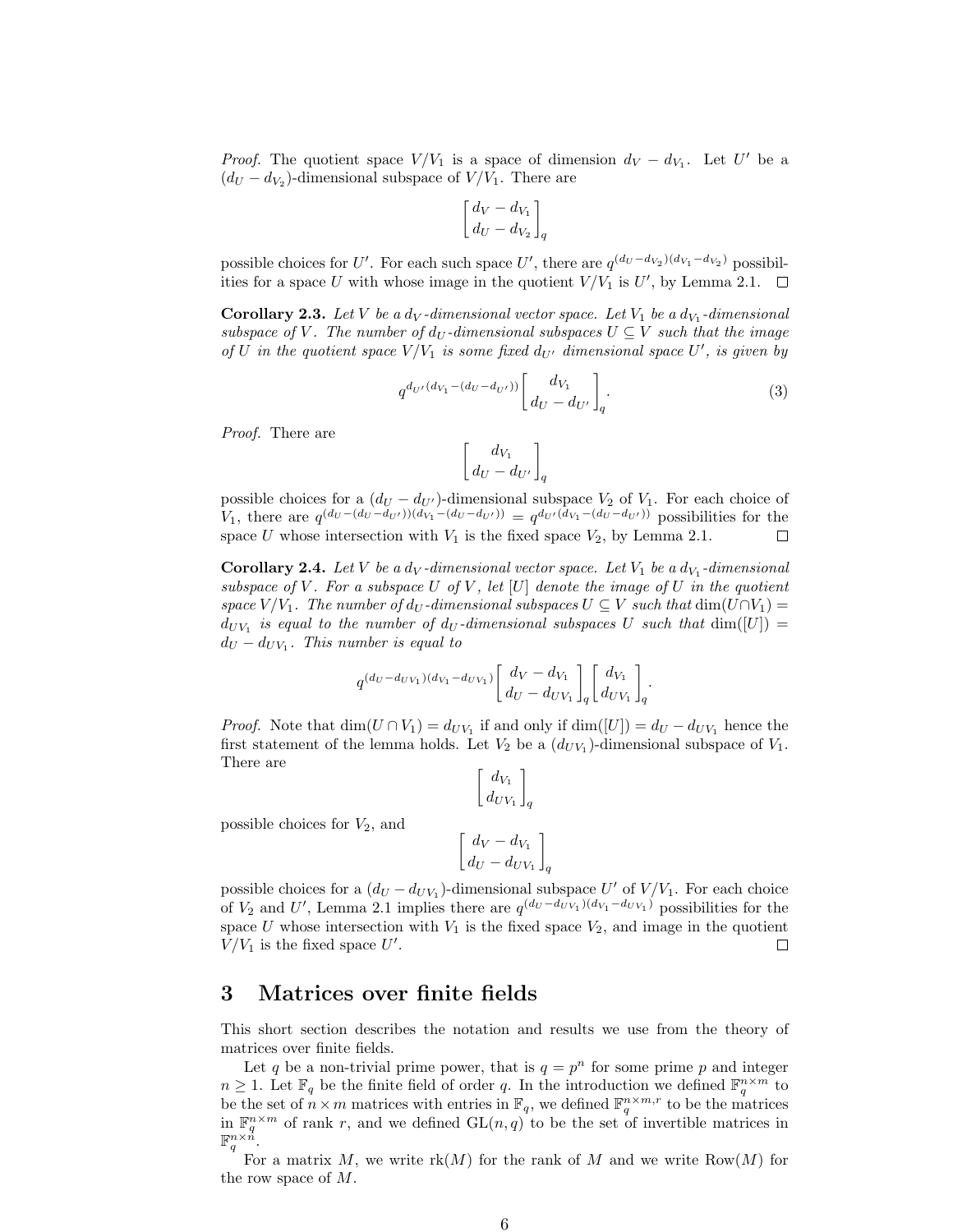*Proof.* The quotient space $V/V_1$ is a space of dimension $d_V - d_{V_1}$. Let $U'$ be a $(d_U - d_{V_2})$-dimensional subspace of $V/V_1$. There are

$$\begin{bmatrix} d_V - d_{V_1} \\ d_U - d_{V_2} \end{bmatrix}_q$$

possible choices for $U'$. For each such space $U'$, there are $q^{(d_U - d_{V_2})(d_{V_1} - d_{V_2})}$ possibilities for a space $U$ with whose image in the quotient $V/V_1$ is $U'$, by Lemma 2.1. □

**Corollary 2.3.** *Let $V$ be a $d_V$-dimensional vector space. Let $V_1$ be a $d_{V_1}$-dimensional subspace of $V$. The number of $d_U$-dimensional subspaces $U \subseteq V$ such that the image of $U$ in the quotient space $V/V_1$ is some fixed $d_{U'}$ dimensional space $U'$, is given by*

$$q^{d_{U'}(d_{V_1} - (d_U - d_{U'}))} \begin{bmatrix} d_{V_1} \\ d_U - d_{U'} \end{bmatrix}_q. \tag{3}$$

*Proof.* There are

$$\begin{bmatrix} d_{V_1} \\ d_U - d_{U'} \end{bmatrix}_q$$

possible choices for a $(d_U - d_{U'})$-dimensional subspace $V_2$ of $V_1$. For each choice of $V_1$, there are $q^{(d_U - (d_U - d_{U'}))(d_{V_1} - (d_U - d_{U'}))} = q^{d_{U'}(d_{V_1} - (d_U - d_{U'}))}$ possibilities for the space $U$ whose intersection with $V_1$ is the fixed space $V_2$, by Lemma 2.1. □

**Corollary 2.4.** *Let $V$ be a $d_V$-dimensional vector space. Let $V_1$ be a $d_{V_1}$-dimensional subspace of $V$. For a subspace $U$ of $V$, let $[U]$ denote the image of $U$ in the quotient space $V/V_1$. The number of $d_U$-dimensional subspaces $U \subseteq V$ such that $\dim(U \cap V_1) = d_{UV_1}$ is equal to the number of $d_U$-dimensional subspaces $U$ such that $\dim([U]) = d_U - d_{UV_1}$. This number is equal to*

$$q^{(d_U - d_{UV_1})(d_{V_1} - d_{UV_1})} \begin{bmatrix} d_V - d_{V_1} \\ d_U - d_{UV_1} \end{bmatrix}_q \begin{bmatrix} d_{V_1} \\ d_{UV_1} \end{bmatrix}_q.$$

*Proof.* Note that $\dim(U \cap V_1) = d_{UV_1}$ if and only if $\dim([U]) = d_U - d_{UV_1}$ hence the first statement of the lemma holds. Let $V_2$ be a $(d_{UV_1})$-dimensional subspace of $V_1$. There are

$$\begin{bmatrix} d_{V_1} \\ d_{UV_1} \end{bmatrix}_q$$

possible choices for $V_2$, and

$$\begin{bmatrix} d_V - d_{V_1} \\ d_U - d_{UV_1} \end{bmatrix}_q$$

possible choices for a $(d_U - d_{UV_1})$-dimensional subspace $U'$ of $V/V_1$. For each choice of $V_2$ and $U'$, Lemma 2.1 implies there are $q^{(d_U - d_{UV_1})(d_{V_1} - d_{UV_1})}$ possibilities for the space $U$ whose intersection with $V_1$ is the fixed space $V_2$, and image in the quotient $V/V_1$ is the fixed space $U'$. □

## 3 Matrices over finite fields

This short section describes the notation and results we use from the theory of matrices over finite fields.

Let $q$ be a non-trivial prime power, that is $q = p^n$ for some prime $p$ and integer $n \geq 1$. Let $\mathbb{F}_q$ be the finite field of order $q$. In the introduction we defined $\mathbb{F}_q^{n \times m}$ to be the set of $n \times m$ matrices with entries in $\mathbb{F}_q$, we defined $\mathbb{F}_q^{n \times m, r}$ to be the matrices in $\mathbb{F}_q^{n \times m}$ of rank $r$, and we defined $\mathrm{GL}(n, q)$ to be the set of invertible matrices in $\mathbb{F}_q^{n \times n}$.

For a matrix $M$, we write $\mathrm{rk}(M)$ for the rank of $M$ and we write $\mathrm{Row}(M)$ for the row space of $M$.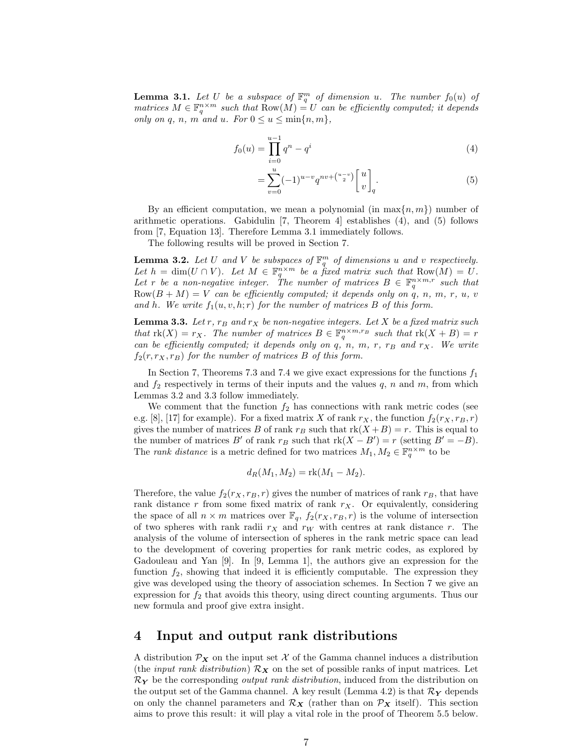**Lemma 3.1.** *Let $U$ be a subspace of $\mathbb{F}_q^m$ of dimension $u$. The number $f_0(u)$ of matrices $M \in \mathbb{F}_q^{n\times m}$ such that $\mathrm{Row}(M) = U$ can be efficiently computed; it depends only on $q$, $n$, $m$ and $u$. For $0 \le u \le \min\{n, m\}$,*

$$f_0(u) = \prod_{i=0}^{u-1} q^n - q^i \tag{4}$$

$$= \sum_{v=0}^{u} (-1)^{u-v} q^{nv + \binom{u-v}{2}} \begin{bmatrix} u \\ v \end{bmatrix}_q. \tag{5}$$

By an efficient computation, we mean a polynomial (in $\max\{n, m\}$) number of arithmetic operations. Gabidulin [7, Theorem 4] establishes (4), and (5) follows from [7, Equation 13]. Therefore Lemma 3.1 immediately follows.

The following results will be proved in Section 7.

**Lemma 3.2.** *Let $U$ and $V$ be subspaces of $\mathbb{F}_q^m$ of dimensions $u$ and $v$ respectively. Let $h = \dim(U \cap V)$. Let $M \in \mathbb{F}_q^{n\times m}$ be a fixed matrix such that $\mathrm{Row}(M) = U$. Let $r$ be a non-negative integer. The number of matrices $B \in \mathbb{F}_q^{n\times m, r}$ such that $\mathrm{Row}(B + M) = V$ can be efficiently computed; it depends only on $q$, $n$, $m$, $r$, $u$, $v$ and $h$. We write $f_1(u, v, h; r)$ for the number of matrices $B$ of this form.*

**Lemma 3.3.** *Let $r$, $r_B$ and $r_X$ be non-negative integers. Let $X$ be a fixed matrix such that $\mathrm{rk}(X) = r_X$. The number of matrices $B \in \mathbb{F}_q^{n\times m, r_B}$ such that $\mathrm{rk}(X + B) = r$ can be efficiently computed; it depends only on $q$, $n$, $m$, $r$, $r_B$ and $r_X$. We write $f_2(r, r_X, r_B)$ for the number of matrices $B$ of this form.*

In Section 7, Theorems 7.3 and 7.4 we give exact expressions for the functions $f_1$ and $f_2$ respectively in terms of their inputs and the values $q$, $n$ and $m$, from which Lemmas 3.2 and 3.3 follow immediately.

We comment that the function $f_2$ has connections with rank metric codes (see e.g. [8], [17] for example). For a fixed matrix $X$ of rank $r_X$, the function $f_2(r_X, r_B, r)$ gives the number of matrices $B$ of rank $r_B$ such that $\mathrm{rk}(X + B) = r$. This is equal to the number of matrices $B'$ of rank $r_B$ such that $\mathrm{rk}(X - B') = r$ (setting $B' = -B$). The *rank distance* is a metric defined for two matrices $M_1, M_2 \in \mathbb{F}_q^{n\times m}$ to be

$$d_R(M_1, M_2) = \mathrm{rk}(M_1 - M_2).$$

Therefore, the value $f_2(r_X, r_B, r)$ gives the number of matrices of rank $r_B$, that have rank distance $r$ from some fixed matrix of rank $r_X$. Or equivalently, considering the space of all $n \times m$ matrices over $\mathbb{F}_q$, $f_2(r_X, r_B, r)$ is the volume of intersection of two spheres with rank radii $r_X$ and $r_W$ with centres at rank distance $r$. The analysis of the volume of intersection of spheres in the rank metric space can lead to the development of covering properties for rank metric codes, as explored by Gadouleau and Yan [9]. In [9, Lemma 1], the authors give an expression for the function $f_2$, showing that indeed it is efficiently computable. The expression they give was developed using the theory of association schemes. In Section 7 we give an expression for $f_2$ that avoids this theory, using direct counting arguments. Thus our new formula and proof give extra insight.

# 4 Input and output rank distributions

A distribution $\mathcal{P}_{\boldsymbol{X}}$ on the input set $\mathcal{X}$ of the Gamma channel induces a distribution (the *input rank distribution*) $\mathcal{R}_{\boldsymbol{X}}$ on the set of possible ranks of input matrices. Let $\mathcal{R}_{\boldsymbol{Y}}$ be the corresponding *output rank distribution*, induced from the distribution on the output set of the Gamma channel. A key result (Lemma 4.2) is that $\mathcal{R}_{\boldsymbol{Y}}$ depends on only the channel parameters and $\mathcal{R}_{\boldsymbol{X}}$ (rather than on $\mathcal{P}_{\boldsymbol{X}}$ itself). This section aims to prove this result: it will play a vital role in the proof of Theorem 5.5 below.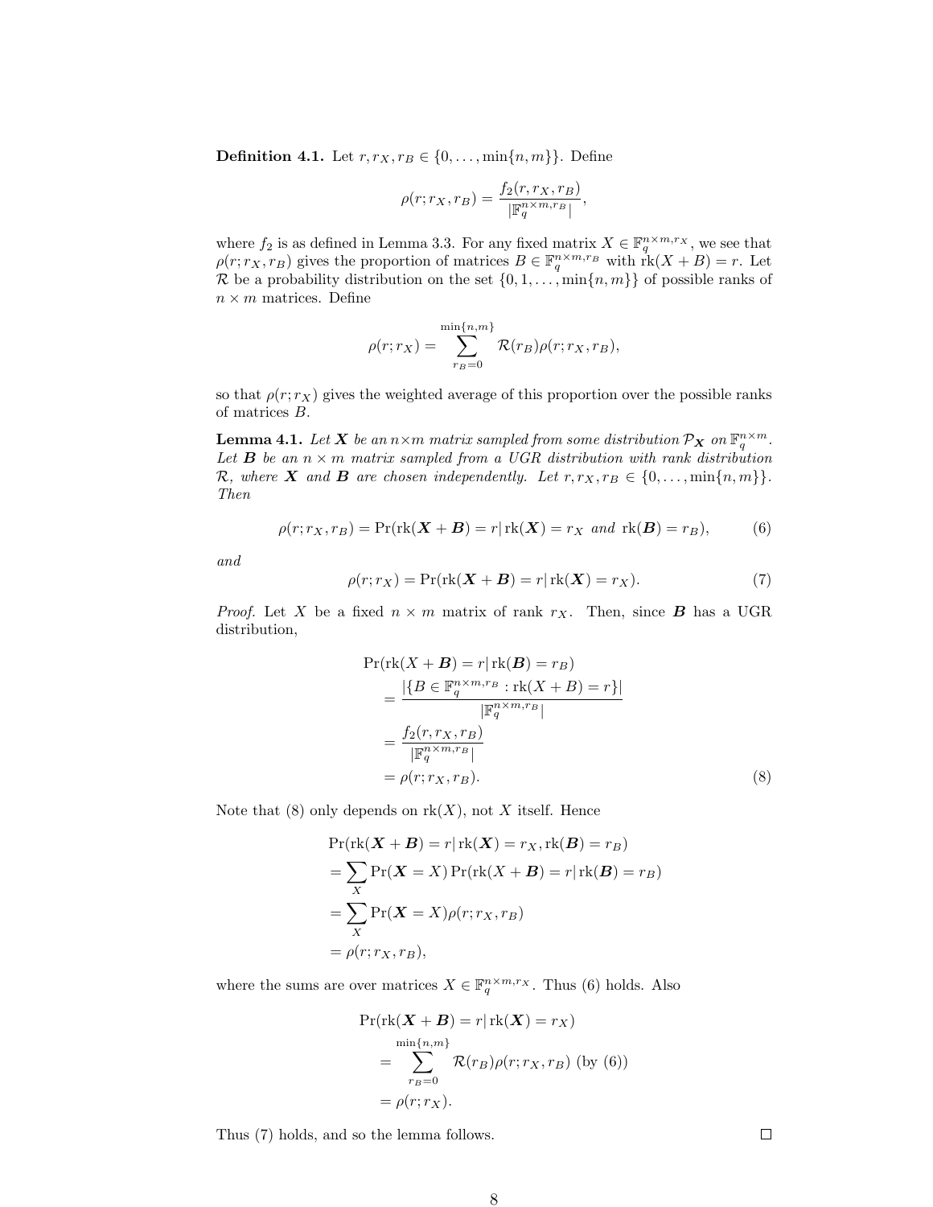**Definition 4.1.** Let $r, r_X, r_B \in \{0, \ldots, \min\{n, m\}\}$. Define

$$\rho(r; r_X, r_B) = \frac{f_2(r, r_X, r_B)}{|\mathbb{F}_q^{n \times m, r_B}|},$$

where $f_2$ is as defined in Lemma 3.3. For any fixed matrix $X \in \mathbb{F}_q^{n \times m, r_X}$, we see that $\rho(r; r_X, r_B)$ gives the proportion of matrices $B \in \mathbb{F}_q^{n \times m, r_B}$ with $\mathrm{rk}(X + B) = r$. Let $\mathcal{R}$ be a probability distribution on the set $\{0, 1, \ldots, \min\{n, m\}\}$ of possible ranks of $n \times m$ matrices. Define

$$\rho(r; r_X) = \sum_{r_B=0}^{\min\{n,m\}} \mathcal{R}(r_B) \rho(r; r_X, r_B),$$

so that $\rho(r; r_X)$ gives the weighted average of this proportion over the possible ranks of matrices $B$.

**Lemma 4.1.** *Let $\boldsymbol{X}$ be an $n \times m$ matrix sampled from some distribution $\mathcal{P}_{\boldsymbol{X}}$ on $\mathbb{F}_q^{n \times m}$. Let $\boldsymbol{B}$ be an $n \times m$ matrix sampled from a UGR distribution with rank distribution $\mathcal{R}$, where $\boldsymbol{X}$ and $\boldsymbol{B}$ are chosen independently. Let $r, r_X, r_B \in \{0, \ldots, \min\{n, m\}\}$. Then*

$$\rho(r; r_X, r_B) = \Pr(\mathrm{rk}(\boldsymbol{X} + \boldsymbol{B}) = r | \, \mathrm{rk}(\boldsymbol{X}) = r_X \text{ and } \mathrm{rk}(\boldsymbol{B}) = r_B), \tag{6}$$

*and*

$$\rho(r; r_X) = \Pr(\mathrm{rk}(\boldsymbol{X} + \boldsymbol{B}) = r | \, \mathrm{rk}(\boldsymbol{X}) = r_X). \tag{7}$$

*Proof.* Let $X$ be a fixed $n \times m$ matrix of rank $r_X$. Then, since $\boldsymbol{B}$ has a UGR distribution,

$$\begin{aligned}
&\Pr(\mathrm{rk}(X + \boldsymbol{B}) = r | \, \mathrm{rk}(\boldsymbol{B}) = r_B) \\
&= \frac{|\{B \in \mathbb{F}_q^{n \times m, r_B} : \mathrm{rk}(X + B) = r\}|}{|\mathbb{F}_q^{n \times m, r_B}|} \\
&= \frac{f_2(r, r_X, r_B)}{|\mathbb{F}_q^{n \times m, r_B}|} \\
&= \rho(r; r_X, r_B).
\end{aligned} \tag{8}$$

Note that (8) only depends on $\mathrm{rk}(X)$, not $X$ itself. Hence

$$\begin{aligned}
&\Pr(\mathrm{rk}(\boldsymbol{X} + \boldsymbol{B}) = r | \, \mathrm{rk}(\boldsymbol{X}) = r_X, \mathrm{rk}(\boldsymbol{B}) = r_B) \\
&= \sum_X \Pr(\boldsymbol{X} = X) \Pr(\mathrm{rk}(X + \boldsymbol{B}) = r | \, \mathrm{rk}(\boldsymbol{B}) = r_B) \\
&= \sum_X \Pr(\boldsymbol{X} = X) \rho(r; r_X, r_B) \\
&= \rho(r; r_X, r_B),
\end{aligned}$$

where the sums are over matrices $X \in \mathbb{F}_q^{n \times m, r_X}$. Thus (6) holds. Also

$$\begin{aligned}
&\Pr(\mathrm{rk}(\boldsymbol{X} + \boldsymbol{B}) = r | \, \mathrm{rk}(\boldsymbol{X}) = r_X) \\
&= \sum_{r_B=0}^{\min\{n,m\}} \mathcal{R}(r_B) \rho(r; r_X, r_B) \text{ (by (6))} \\
&= \rho(r; r_X).
\end{aligned}$$

Thus (7) holds, and so the lemma follows. □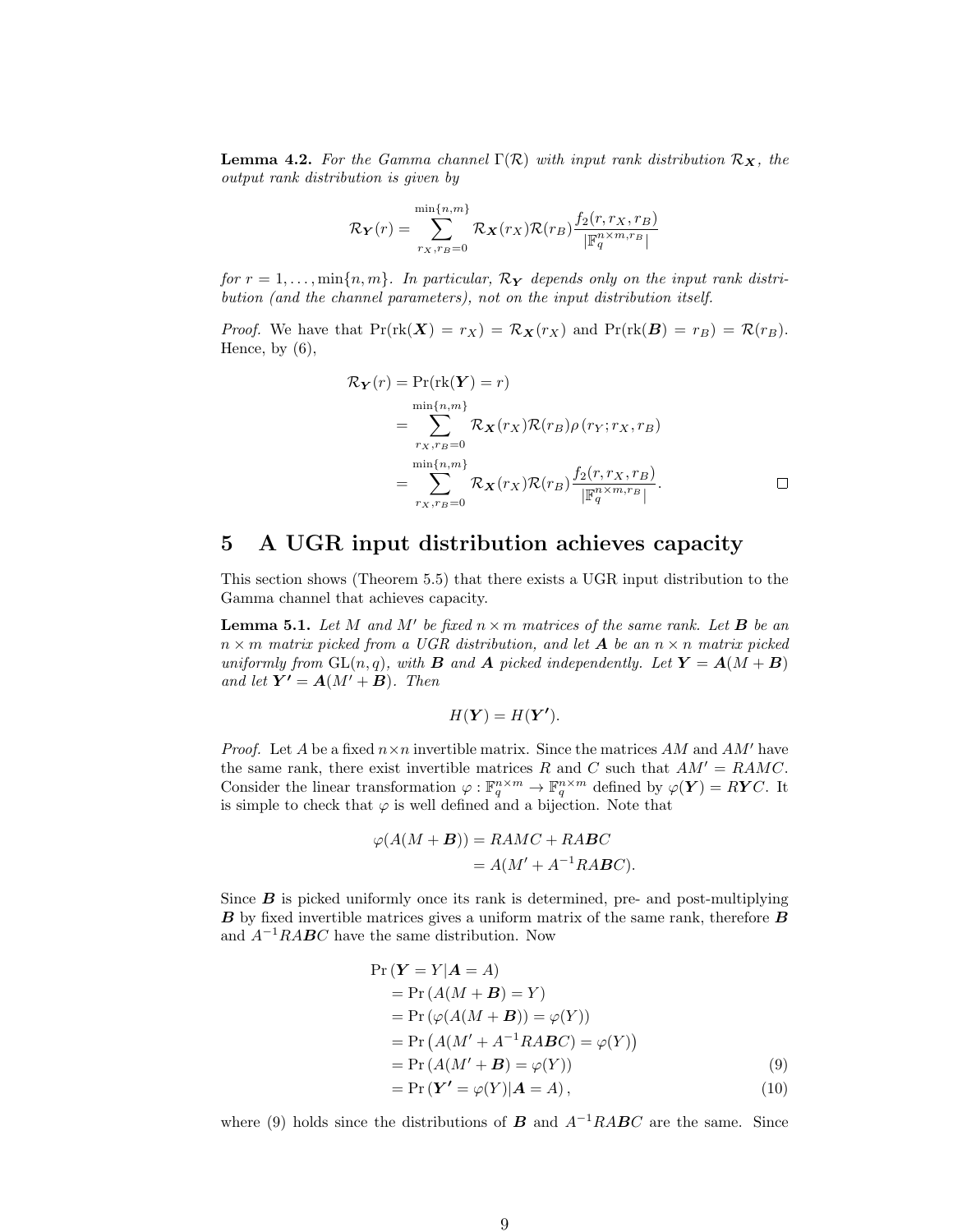**Lemma 4.2.** *For the Gamma channel $\Gamma(\mathcal{R})$ with input rank distribution $\mathcal{R}_{\boldsymbol{X}}$, the output rank distribution is given by*

$$\mathcal{R}_{\boldsymbol{Y}}(r) = \sum_{r_X, r_B = 0}^{\min\{n,m\}} \mathcal{R}_{\boldsymbol{X}}(r_X)\mathcal{R}(r_B)\frac{f_2(r, r_X, r_B)}{|\mathbb{F}_q^{n\times m, r_B}|}$$

*for $r = 1, \ldots, \min\{n, m\}$. In particular, $\mathcal{R}_{\boldsymbol{Y}}$ depends only on the input rank distribution (and the channel parameters), not on the input distribution itself.*

*Proof.* We have that $\Pr(\mathrm{rk}(\boldsymbol{X}) = r_X) = \mathcal{R}_{\boldsymbol{X}}(r_X)$ and $\Pr(\mathrm{rk}(\boldsymbol{B}) = r_B) = \mathcal{R}(r_B)$. Hence, by (6),

$$\begin{aligned}
\mathcal{R}_{\boldsymbol{Y}}(r) &= \Pr(\mathrm{rk}(\boldsymbol{Y}) = r) \\
&= \sum_{r_X, r_B = 0}^{\min\{n,m\}} \mathcal{R}_{\boldsymbol{X}}(r_X)\mathcal{R}(r_B)\rho\left(r_Y; r_X, r_B\right) \\
&= \sum_{r_X, r_B = 0}^{\min\{n,m\}} \mathcal{R}_{\boldsymbol{X}}(r_X)\mathcal{R}(r_B)\frac{f_2(r, r_X, r_B)}{|\mathbb{F}_q^{n\times m, r_B}|}.
\end{aligned}$$

□

# 5 A UGR input distribution achieves capacity

This section shows (Theorem 5.5) that there exists a UGR input distribution to the Gamma channel that achieves capacity.

**Lemma 5.1.** *Let $M$ and $M'$ be fixed $n \times m$ matrices of the same rank. Let $\boldsymbol{B}$ be an $n \times m$ matrix picked from a UGR distribution, and let $\boldsymbol{A}$ be an $n \times n$ matrix picked uniformly from $\mathrm{GL}(n, q)$, with $\boldsymbol{B}$ and $\boldsymbol{A}$ picked independently. Let $\boldsymbol{Y} = \boldsymbol{A}(M + \boldsymbol{B})$ and let $\boldsymbol{Y'} = \boldsymbol{A}(M' + \boldsymbol{B})$. Then*

$$H(\boldsymbol{Y}) = H(\boldsymbol{Y'}).$$

*Proof.* Let $A$ be a fixed $n\times n$ invertible matrix. Since the matrices $AM$ and $AM'$ have the same rank, there exist invertible matrices $R$ and $C$ such that $AM' = RAMC$. Consider the linear transformation $\varphi : \mathbb{F}_q^{n\times m} \to \mathbb{F}_q^{n\times m}$ defined by $\varphi(\boldsymbol{Y}) = R\boldsymbol{Y}C$. It is simple to check that $\varphi$ is well defined and a bijection. Note that

$$\begin{aligned}
\varphi(A(M + \boldsymbol{B})) &= RAMC + RA\boldsymbol{B}C \\
&= A(M' + A^{-1}RA\boldsymbol{B}C).
\end{aligned}$$

Since $\boldsymbol{B}$ is picked uniformly once its rank is determined, pre- and post-multiplying $\boldsymbol{B}$ by fixed invertible matrices gives a uniform matrix of the same rank, therefore $\boldsymbol{B}$ and $A^{-1}RA\boldsymbol{B}C$ have the same distribution. Now

$$\begin{aligned}
&\Pr\left(\boldsymbol{Y} = Y | \boldsymbol{A} = A\right) \\
&= \Pr\left(A(M + \boldsymbol{B}) = Y\right) \\
&= \Pr\left(\varphi(A(M + \boldsymbol{B})) = \varphi(Y)\right) \\
&= \Pr\left(A(M' + A^{-1}RA\boldsymbol{B}C) = \varphi(Y)\right) \\
&= \Pr\left(A(M' + \boldsymbol{B}) = \varphi(Y)\right) &(9)\\
&= \Pr\left(\boldsymbol{Y'} = \varphi(Y) | \boldsymbol{A} = A\right), &(10)
\end{aligned}$$

where (9) holds since the distributions of $\boldsymbol{B}$ and $A^{-1}RA\boldsymbol{B}C$ are the same. Since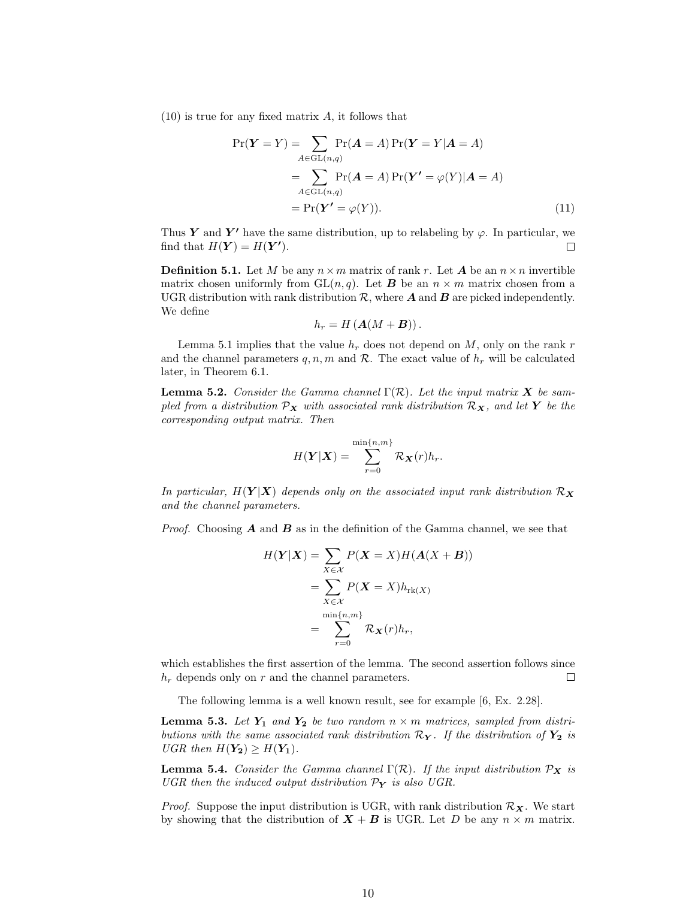(10) is true for any fixed matrix $A$, it follows that

$$
\begin{aligned}
\Pr(\boldsymbol{Y} = Y) &= \sum_{A \in \mathrm{GL}(n,q)} \Pr(\boldsymbol{A} = A) \Pr(\boldsymbol{Y} = Y | \boldsymbol{A} = A) \\
&= \sum_{A \in \mathrm{GL}(n,q)} \Pr(\boldsymbol{A} = A) \Pr(\boldsymbol{Y'} = \varphi(Y) | \boldsymbol{A} = A) \\
&= \Pr(\boldsymbol{Y'} = \varphi(Y)). \qquad (11)
\end{aligned}
$$

Thus $\boldsymbol{Y}$ and $\boldsymbol{Y'}$ have the same distribution, up to relabeling by $\varphi$. In particular, we find that $H(\boldsymbol{Y}) = H(\boldsymbol{Y'})$. □

**Definition 5.1.** Let $M$ be any $n \times m$ matrix of rank $r$. Let $\boldsymbol{A}$ be an $n \times n$ invertible matrix chosen uniformly from $\mathrm{GL}(n, q)$. Let $\boldsymbol{B}$ be an $n \times m$ matrix chosen from a UGR distribution with rank distribution $\mathcal{R}$, where $\boldsymbol{A}$ and $\boldsymbol{B}$ are picked independently. We define

$$
h_r = H\left(\boldsymbol{A}(M + \boldsymbol{B})\right).
$$

Lemma 5.1 implies that the value $h_r$ does not depend on $M$, only on the rank $r$ and the channel parameters $q, n, m$ and $\mathcal{R}$. The exact value of $h_r$ will be calculated later, in Theorem 6.1.

**Lemma 5.2.** *Consider the Gamma channel $\Gamma(\mathcal{R})$. Let the input matrix $\boldsymbol{X}$ be sampled from a distribution $\mathcal{P}_{\boldsymbol{X}}$ with associated rank distribution $\mathcal{R}_{\boldsymbol{X}}$, and let $\boldsymbol{Y}$ be the corresponding output matrix. Then*

$$
H(\boldsymbol{Y}|\boldsymbol{X}) = \sum_{r=0}^{\min\{n,m\}} \mathcal{R}_{\boldsymbol{X}}(r) h_r.
$$

*In particular, $H(\boldsymbol{Y}|\boldsymbol{X})$ depends only on the associated input rank distribution $\mathcal{R}_{\boldsymbol{X}}$ and the channel parameters.*

*Proof.* Choosing $\boldsymbol{A}$ and $\boldsymbol{B}$ as in the definition of the Gamma channel, we see that

$$
\begin{aligned}
H(\boldsymbol{Y}|\boldsymbol{X}) &= \sum_{X \in \mathcal{X}} P(\boldsymbol{X} = X) H(\boldsymbol{A}(X + \boldsymbol{B})) \\
&= \sum_{X \in \mathcal{X}} P(\boldsymbol{X} = X) h_{\mathrm{rk}(X)} \\
&= \sum_{r=0}^{\min\{n,m\}} \mathcal{R}_{\boldsymbol{X}}(r) h_r,
\end{aligned}
$$

which establishes the first assertion of the lemma. The second assertion follows since $h_r$ depends only on $r$ and the channel parameters. □

The following lemma is a well known result, see for example [6, Ex. 2.28].

**Lemma 5.3.** *Let $\boldsymbol{Y_1}$ and $\boldsymbol{Y_2}$ be two random $n \times m$ matrices, sampled from distributions with the same associated rank distribution $\mathcal{R}_{\boldsymbol{Y}}$. If the distribution of $\boldsymbol{Y_2}$ is UGR then $H(\boldsymbol{Y_2}) \geq H(\boldsymbol{Y_1})$.*

**Lemma 5.4.** *Consider the Gamma channel $\Gamma(\mathcal{R})$. If the input distribution $\mathcal{P}_{\boldsymbol{X}}$ is UGR then the induced output distribution $\mathcal{P}_{\boldsymbol{Y}}$ is also UGR.*

*Proof.* Suppose the input distribution is UGR, with rank distribution $\mathcal{R}_{\boldsymbol{X}}$. We start by showing that the distribution of $\boldsymbol{X} + \boldsymbol{B}$ is UGR. Let $D$ be any $n \times m$ matrix.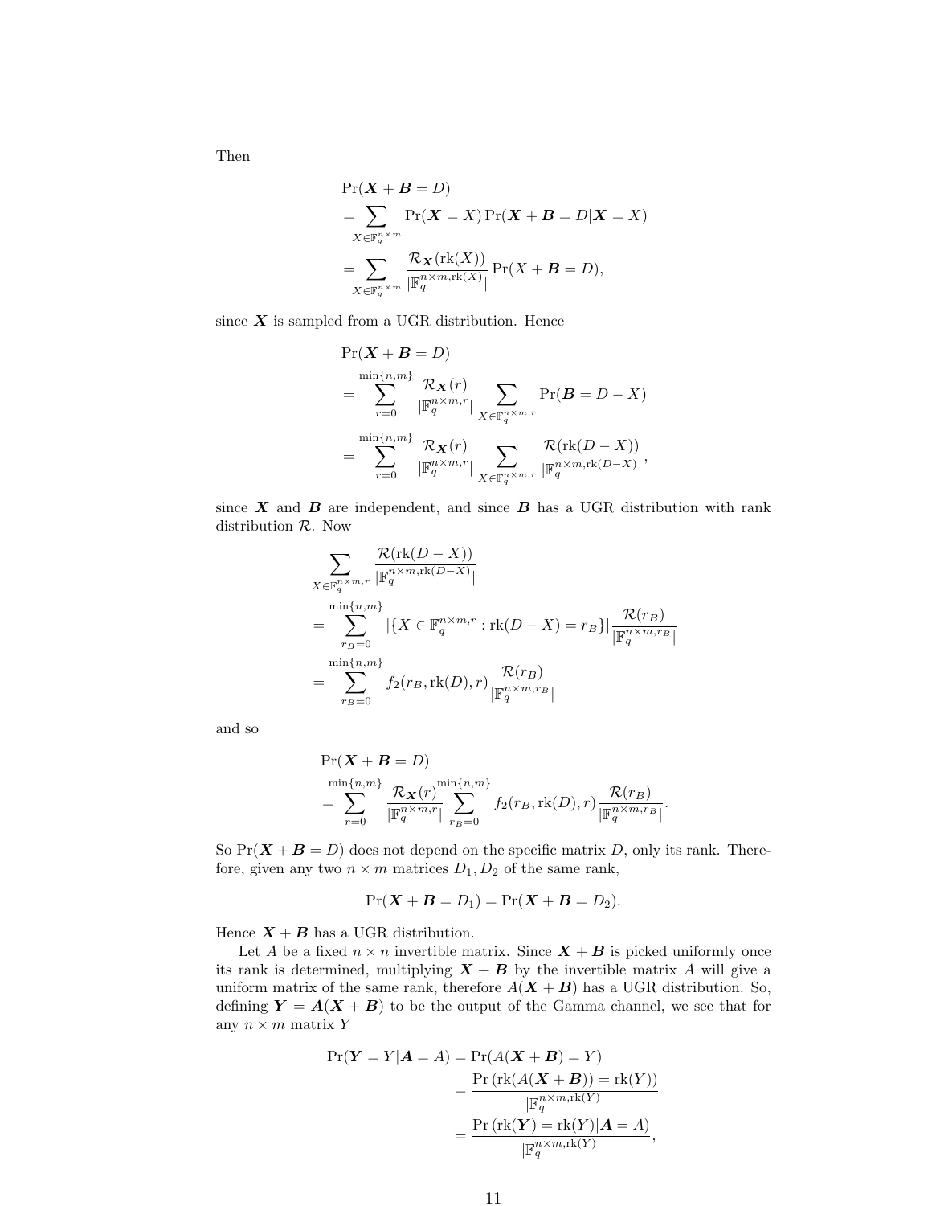Then

$$
\begin{aligned}
&\Pr(\boldsymbol{X}+\boldsymbol{B}=D)\\
&=\sum_{X\in\mathbb{F}_q^{n\times m}}\Pr(\boldsymbol{X}=X)\Pr(\boldsymbol{X}+\boldsymbol{B}=D|\boldsymbol{X}=X)\\
&=\sum_{X\in\mathbb{F}_q^{n\times m}}\frac{\mathcal{R}_{\boldsymbol{X}}(\mathrm{rk}(X))}{|\mathbb{F}_q^{n\times m,\mathrm{rk}(X)}|}\Pr(X+\boldsymbol{B}=D),
\end{aligned}
$$

since $\boldsymbol{X}$ is sampled from a UGR distribution. Hence

$$
\begin{aligned}
&\Pr(\boldsymbol{X}+\boldsymbol{B}=D)\\
&=\sum_{r=0}^{\min\{n,m\}}\frac{\mathcal{R}_{\boldsymbol{X}}(r)}{|\mathbb{F}_q^{n\times m,r}|}\sum_{X\in\mathbb{F}_q^{n\times m,r}}\Pr(\boldsymbol{B}=D-X)\\
&=\sum_{r=0}^{\min\{n,m\}}\frac{\mathcal{R}_{\boldsymbol{X}}(r)}{|\mathbb{F}_q^{n\times m,r}|}\sum_{X\in\mathbb{F}_q^{n\times m,r}}\frac{\mathcal{R}(\mathrm{rk}(D-X))}{|\mathbb{F}_q^{n\times m,\mathrm{rk}(D-X)}|},
\end{aligned}
$$

since $\boldsymbol{X}$ and $\boldsymbol{B}$ are independent, and since $\boldsymbol{B}$ has a UGR distribution with rank distribution $\mathcal{R}$. Now

$$
\begin{aligned}
&\sum_{X\in\mathbb{F}_q^{n\times m,r}}\frac{\mathcal{R}(\mathrm{rk}(D-X))}{|\mathbb{F}_q^{n\times m,\mathrm{rk}(D-X)}|}\\
&=\sum_{r_B=0}^{\min\{n,m\}}|\{X\in\mathbb{F}_q^{n\times m,r}:\mathrm{rk}(D-X)=r_B\}|\frac{\mathcal{R}(r_B)}{|\mathbb{F}_q^{n\times m,r_B}|}\\
&=\sum_{r_B=0}^{\min\{n,m\}}f_2(r_B,\mathrm{rk}(D),r)\frac{\mathcal{R}(r_B)}{|\mathbb{F}_q^{n\times m,r_B}|}
\end{aligned}
$$

and so

$$
\begin{aligned}
&\Pr(\boldsymbol{X}+\boldsymbol{B}=D)\\
&=\sum_{r=0}^{\min\{n,m\}}\frac{\mathcal{R}_{\boldsymbol{X}}(r)}{|\mathbb{F}_q^{n\times m,r}|}\sum_{r_B=0}^{\min\{n,m\}}f_2(r_B,\mathrm{rk}(D),r)\frac{\mathcal{R}(r_B)}{|\mathbb{F}_q^{n\times m,r_B}|}.
\end{aligned}
$$

So $\Pr(\boldsymbol{X}+\boldsymbol{B}=D)$ does not depend on the specific matrix $D$, only its rank. Therefore, given any two $n\times m$ matrices $D_1,D_2$ of the same rank,

$$
\Pr(\boldsymbol{X}+\boldsymbol{B}=D_1)=\Pr(\boldsymbol{X}+\boldsymbol{B}=D_2).
$$

Hence $\boldsymbol{X}+\boldsymbol{B}$ has a UGR distribution.

Let $A$ be a fixed $n\times n$ invertible matrix. Since $\boldsymbol{X}+\boldsymbol{B}$ is picked uniformly once its rank is determined, multiplying $\boldsymbol{X}+\boldsymbol{B}$ by the invertible matrix $A$ will give a uniform matrix of the same rank, therefore $A(\boldsymbol{X}+\boldsymbol{B})$ has a UGR distribution. So, defining $\boldsymbol{Y}=\boldsymbol{A}(\boldsymbol{X}+\boldsymbol{B})$ to be the output of the Gamma channel, we see that for any $n\times m$ matrix $Y$

$$
\begin{aligned}
\Pr(\boldsymbol{Y}=Y|\boldsymbol{A}=A)&=\Pr(A(\boldsymbol{X}+\boldsymbol{B})=Y)\\
&=\frac{\Pr\left(\mathrm{rk}(A(\boldsymbol{X}+\boldsymbol{B}))=\mathrm{rk}(Y)\right)}{|\mathbb{F}_q^{n\times m,\mathrm{rk}(Y)}|}\\
&=\frac{\Pr\left(\mathrm{rk}(\boldsymbol{Y})=\mathrm{rk}(Y)|\boldsymbol{A}=A\right)}{|\mathbb{F}_q^{n\times m,\mathrm{rk}(Y)}|},
\end{aligned}
$$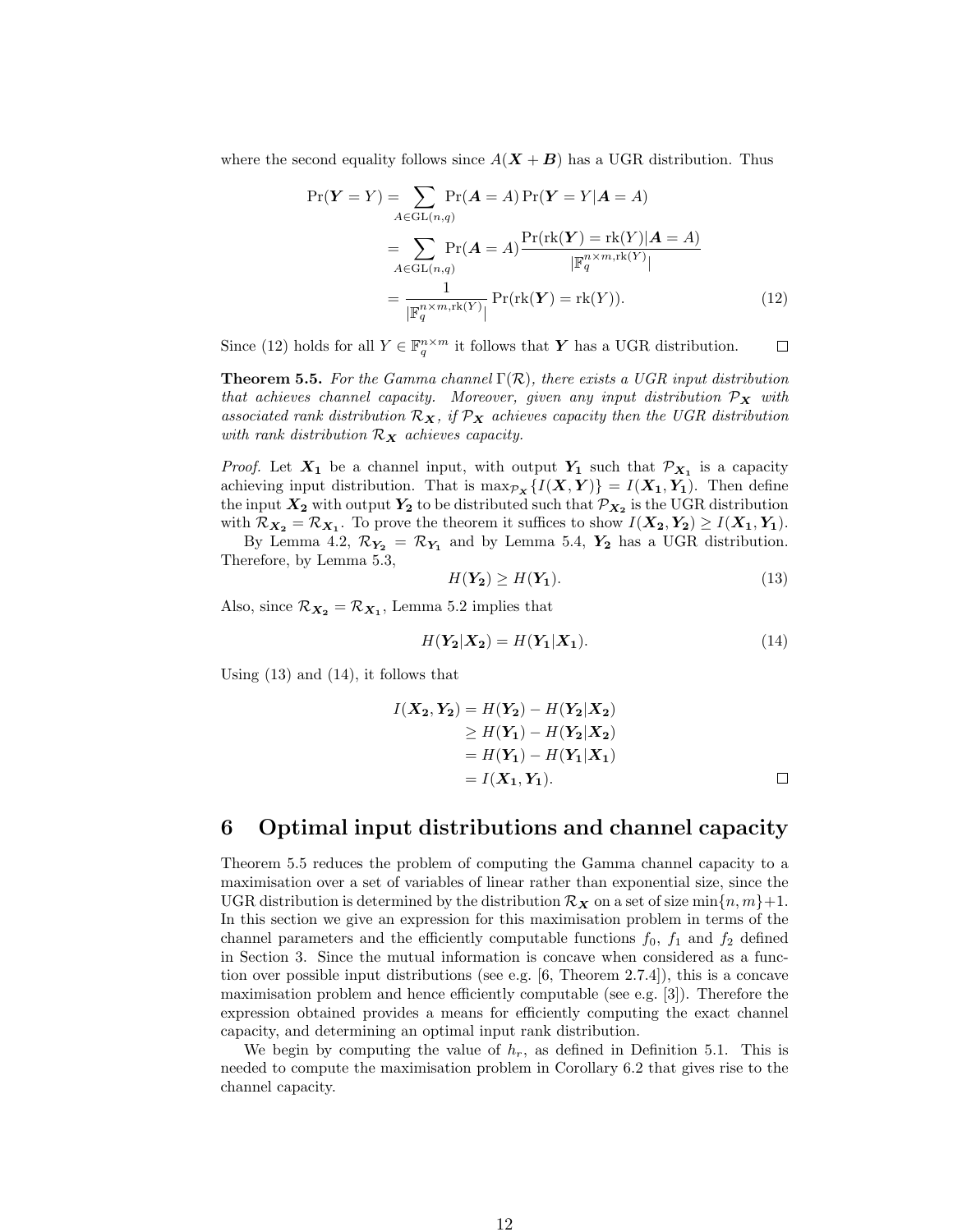where the second equality follows since $A(\boldsymbol{X}+\boldsymbol{B})$ has a UGR distribution. Thus

$$
\begin{aligned}
\Pr(\boldsymbol{Y}=Y) &= \sum_{A\in \mathrm{GL}(n,q)} \Pr(\boldsymbol{A}=A)\Pr(\boldsymbol{Y}=Y|\boldsymbol{A}=A) \\
&= \sum_{A\in \mathrm{GL}(n,q)} \Pr(\boldsymbol{A}=A)\frac{\Pr(\mathrm{rk}(\boldsymbol{Y})=\mathrm{rk}(Y)|\boldsymbol{A}=A)}{|\mathbb{F}_q^{n\times m,\mathrm{rk}(Y)}|} \\
&= \frac{1}{|\mathbb{F}_q^{n\times m,\mathrm{rk}(Y)}|}\Pr(\mathrm{rk}(\boldsymbol{Y})=\mathrm{rk}(Y)). \qquad (12)
\end{aligned}
$$

Since (12) holds for all $Y\in\mathbb{F}_q^{n\times m}$ it follows that $\boldsymbol{Y}$ has a UGR distribution. □

**Theorem 5.5.** *For the Gamma channel $\Gamma(\mathcal{R})$, there exists a UGR input distribution that achieves channel capacity. Moreover, given any input distribution $\mathcal{P}_{\boldsymbol{X}}$ with associated rank distribution $\mathcal{R}_{\boldsymbol{X}}$, if $\mathcal{P}_{\boldsymbol{X}}$ achieves capacity then the UGR distribution with rank distribution $\mathcal{R}_{\boldsymbol{X}}$ achieves capacity.*

*Proof.* Let $\boldsymbol{X_1}$ be a channel input, with output $\boldsymbol{Y_1}$ such that $\mathcal{P}_{\boldsymbol{X_1}}$ is a capacity achieving input distribution. That is $\max_{\mathcal{P}_{\boldsymbol{X}}}\{I(\boldsymbol{X},\boldsymbol{Y})\}=I(\boldsymbol{X_1},\boldsymbol{Y_1})$. Then define the input $\boldsymbol{X_2}$ with output $\boldsymbol{Y_2}$ to be distributed such that $\mathcal{P}_{\boldsymbol{X_2}}$ is the UGR distribution with $\mathcal{R}_{\boldsymbol{X_2}}=\mathcal{R}_{\boldsymbol{X_1}}$. To prove the theorem it suffices to show $I(\boldsymbol{X_2},\boldsymbol{Y_2})\geq I(\boldsymbol{X_1},\boldsymbol{Y_1})$.

By Lemma 4.2, $\mathcal{R}_{\boldsymbol{Y_2}}=\mathcal{R}_{\boldsymbol{Y_1}}$ and by Lemma 5.4, $\boldsymbol{Y_2}$ has a UGR distribution. Therefore, by Lemma 5.3,

$$H(\boldsymbol{Y_2})\geq H(\boldsymbol{Y_1}). \qquad (13)$$

Also, since $\mathcal{R}_{\boldsymbol{X_2}}=\mathcal{R}_{\boldsymbol{X_1}}$, Lemma 5.2 implies that

$$H(\boldsymbol{Y_2}|\boldsymbol{X_2})=H(\boldsymbol{Y_1}|\boldsymbol{X_1}). \qquad (14)$$

Using (13) and (14), it follows that

$$
\begin{aligned}
I(\boldsymbol{X_2},\boldsymbol{Y_2}) &= H(\boldsymbol{Y_2})-H(\boldsymbol{Y_2}|\boldsymbol{X_2}) \\
&\geq H(\boldsymbol{Y_1})-H(\boldsymbol{Y_2}|\boldsymbol{X_2}) \\
&= H(\boldsymbol{Y_1})-H(\boldsymbol{Y_1}|\boldsymbol{X_1}) \\
&= I(\boldsymbol{X_1},\boldsymbol{Y_1}).
\end{aligned}
$$

□

# 6 Optimal input distributions and channel capacity

Theorem 5.5 reduces the problem of computing the Gamma channel capacity to a maximisation over a set of variables of linear rather than exponential size, since the UGR distribution is determined by the distribution $\mathcal{R}_{\boldsymbol{X}}$ on a set of size $\min\{n,m\}+1$. In this section we give an expression for this maximisation problem in terms of the channel parameters and the efficiently computable functions $f_0$, $f_1$ and $f_2$ defined in Section 3. Since the mutual information is concave when considered as a function over possible input distributions (see e.g. [6, Theorem 2.7.4]), this is a concave maximisation problem and hence efficiently computable (see e.g. [3]). Therefore the expression obtained provides a means for efficiently computing the exact channel capacity, and determining an optimal input rank distribution.

We begin by computing the value of $h_r$, as defined in Definition 5.1. This is needed to compute the maximisation problem in Corollary 6.2 that gives rise to the channel capacity.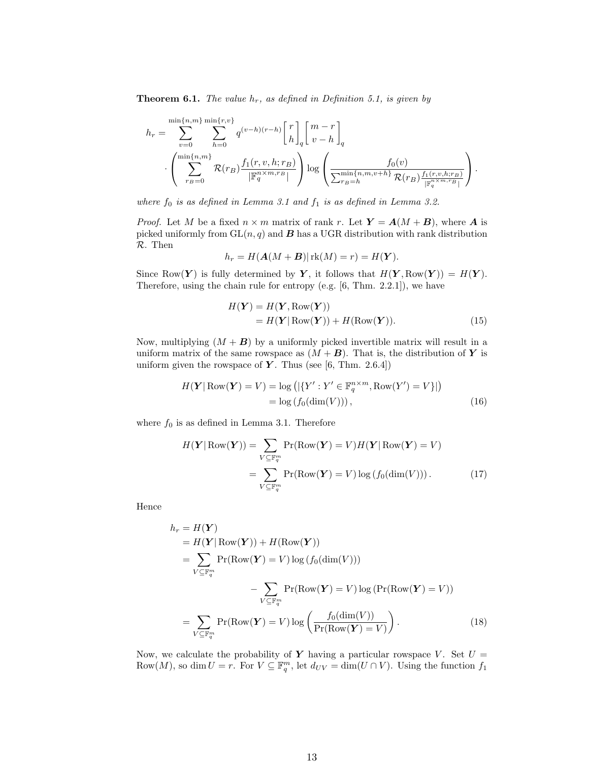**Theorem 6.1.** *The value $h_r$, as defined in Definition 5.1, is given by*

$$h_r = \sum_{v=0}^{\min\{n,m\}} \sum_{h=0}^{\min\{r,v\}} q^{(v-h)(r-h)} \begin{bmatrix} r \\ h \end{bmatrix}_q \begin{bmatrix} m-r \\ v-h \end{bmatrix}_q \cdot \left( \sum_{r_B=0}^{\min\{n,m\}} \mathcal{R}(r_B) \frac{f_1(r,v,h;r_B)}{|\mathbb{F}_q^{n\times m, r_B}|} \right) \log \left( \frac{f_0(v)}{\sum_{r_B=h}^{\min\{n,m,v+h\}} \mathcal{R}(r_B) \frac{f_1(r,v,h;r_B)}{|\mathbb{F}_q^{n\times m, r_B}|}} \right).$$

*where $f_0$ is as defined in Lemma 3.1 and $f_1$ is as defined in Lemma 3.2.*

*Proof.* Let $M$ be a fixed $n \times m$ matrix of rank $r$. Let $\boldsymbol{Y} = \boldsymbol{A}(M + \boldsymbol{B})$, where $\boldsymbol{A}$ is picked uniformly from $\mathrm{GL}(n,q)$ and $\boldsymbol{B}$ has a UGR distribution with rank distribution $\mathcal{R}$. Then

$$h_r = H(\boldsymbol{A}(M+\boldsymbol{B}) | \operatorname{rk}(M) = r) = H(\boldsymbol{Y}).$$

Since $\operatorname{Row}(\boldsymbol{Y})$ is fully determined by $\boldsymbol{Y}$, it follows that $H(\boldsymbol{Y}, \operatorname{Row}(\boldsymbol{Y})) = H(\boldsymbol{Y})$. Therefore, using the chain rule for entropy (e.g. [6, Thm. 2.2.1]), we have

$$\begin{aligned} H(\boldsymbol{Y}) &= H(\boldsymbol{Y}, \operatorname{Row}(\boldsymbol{Y})) \\ &= H(\boldsymbol{Y} | \operatorname{Row}(\boldsymbol{Y})) + H(\operatorname{Row}(\boldsymbol{Y})). \end{aligned} \tag{15}$$

Now, multiplying $(M + \boldsymbol{B})$ by a uniformly picked invertible matrix will result in a uniform matrix of the same rowspace as $(M + \boldsymbol{B})$. That is, the distribution of $\boldsymbol{Y}$ is uniform given the rowspace of $\boldsymbol{Y}$. Thus (see [6, Thm. 2.6.4])

$$\begin{aligned} H(\boldsymbol{Y} | \operatorname{Row}(\boldsymbol{Y}) = V) &= \log \left( |\{Y' : Y' \in \mathbb{F}_q^{n\times m}, \operatorname{Row}(Y') = V\}| \right) \\ &= \log \left( f_0(\dim(V)) \right), \end{aligned} \tag{16}$$

where $f_0$ is as defined in Lemma 3.1. Therefore

$$\begin{aligned} H(\boldsymbol{Y} | \operatorname{Row}(\boldsymbol{Y})) &= \sum_{V \subseteq \mathbb{F}_q^m} \Pr(\operatorname{Row}(\boldsymbol{Y}) = V) H(\boldsymbol{Y} | \operatorname{Row}(\boldsymbol{Y}) = V) \\ &= \sum_{V \subseteq \mathbb{F}_q^m} \Pr(\operatorname{Row}(\boldsymbol{Y}) = V) \log \left( f_0(\dim(V)) \right). \end{aligned} \tag{17}$$

Hence

$$\begin{aligned} h_r &= H(\boldsymbol{Y}) \\ &= H(\boldsymbol{Y} | \operatorname{Row}(\boldsymbol{Y})) + H(\operatorname{Row}(\boldsymbol{Y})) \\ &= \sum_{V \subseteq \mathbb{F}_q^m} \Pr(\operatorname{Row}(\boldsymbol{Y}) = V) \log \left( f_0(\dim(V)) \right) \\ &\qquad - \sum_{V \subseteq \mathbb{F}_q^m} \Pr(\operatorname{Row}(\boldsymbol{Y}) = V) \log \left( \Pr(\operatorname{Row}(\boldsymbol{Y}) = V) \right) \\ &= \sum_{V \subseteq \mathbb{F}_q^m} \Pr(\operatorname{Row}(\boldsymbol{Y}) = V) \log \left( \frac{f_0(\dim(V))}{\Pr(\operatorname{Row}(\boldsymbol{Y}) = V)} \right). \end{aligned} \tag{18}$$

Now, we calculate the probability of $\boldsymbol{Y}$ having a particular rowspace $V$. Set $U = \operatorname{Row}(M)$, so $\dim U = r$. For $V \subseteq \mathbb{F}_q^m$, let $d_{UV} = \dim(U \cap V)$. Using the function $f_1$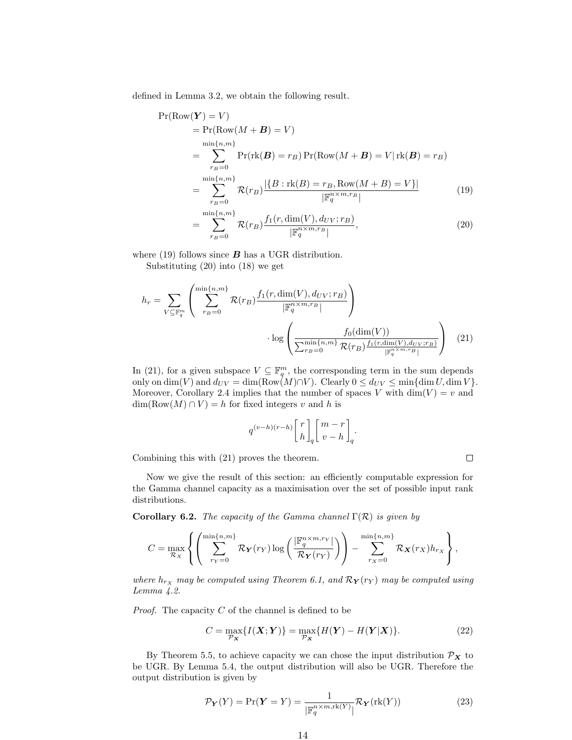defined in Lemma 3.2, we obtain the following result.

$$
\begin{aligned}
\Pr(\mathrm{Row}(\boldsymbol{Y}) = V) \\
&= \Pr(\mathrm{Row}(M + \boldsymbol{B}) = V) \\
&= \sum_{r_B=0}^{\min\{n,m\}} \Pr(\mathrm{rk}(\boldsymbol{B}) = r_B) \Pr(\mathrm{Row}(M + \boldsymbol{B}) = V \,|\, \mathrm{rk}(\boldsymbol{B}) = r_B) \\
&= \sum_{r_B=0}^{\min\{n,m\}} \mathcal{R}(r_B) \frac{|\{B : \mathrm{rk}(B) = r_B, \mathrm{Row}(M + B) = V\}|}{|\mathbb{F}_q^{n\times m, r_B}|} && (19) \\
&= \sum_{r_B=0}^{\min\{n,m\}} \mathcal{R}(r_B) \frac{f_1(r, \dim(V), d_{UV}; r_B)}{|\mathbb{F}_q^{n\times m, r_B}|}, && (20)
\end{aligned}
$$

where (19) follows since $\boldsymbol{B}$ has a UGR distribution.

Substituting (20) into (18) we get

$$
h_r = \sum_{V \subseteq \mathbb{F}_q^m} \left( \sum_{r_B=0}^{\min\{n,m\}} \mathcal{R}(r_B) \frac{f_1(r, \dim(V), d_{UV}; r_B)}{|\mathbb{F}_q^{n\times m, r_B}|} \right) \cdot \log \left( \frac{f_0(\dim(V))}{\sum_{r_B=0}^{\min\{n,m\}} \mathcal{R}(r_B) \frac{f_1(r, \dim(V), d_{UV}; r_B)}{|\mathbb{F}_q^{n\times m, r_B}|}} \right) \quad (21)
$$

In (21), for a given subspace $V \subseteq \mathbb{F}_q^m$, the corresponding term in the sum depends only on $\dim(V)$ and $d_{UV} = \dim(\mathrm{Row}(M) \cap V)$. Clearly $0 \leq d_{UV} \leq \min\{\dim U, \dim V\}$. Moreover, Corollary 2.4 implies that the number of spaces $V$ with $\dim(V) = v$ and $\dim(\mathrm{Row}(M) \cap V) = h$ for fixed integers $v$ and $h$ is

$$
q^{(v-h)(r-h)} \begin{bmatrix} r \\ h \end{bmatrix}_q \begin{bmatrix} m - r \\ v - h \end{bmatrix}_q .
$$

Combining this with (21) proves the theorem. ∎

Now we give the result of this section: an efficiently computable expression for the Gamma channel capacity as a maximisation over the set of possible input rank distributions.

**Corollary 6.2.** *The capacity of the Gamma channel $\Gamma(\mathcal{R})$ is given by*

$$
C = \max_{\mathcal{R}_X} \left\{ \left( \sum_{r_Y=0}^{\min\{n,m\}} \mathcal{R}_{\boldsymbol{Y}}(r_Y) \log \left( \frac{|\mathbb{F}_q^{n\times m, r_Y}|}{\mathcal{R}_{\boldsymbol{Y}}(r_Y)} \right) \right) - \sum_{r_X=0}^{\min\{n,m\}} \mathcal{R}_{\boldsymbol{X}}(r_X) h_{r_X} \right\},
$$

*where $h_{r_X}$ may be computed using Theorem 6.1, and $\mathcal{R}_{\boldsymbol{Y}}(r_Y)$ may be computed using Lemma 4.2.*

*Proof.* The capacity $C$ of the channel is defined to be

$$
C = \max_{\mathcal{P}_{\boldsymbol{X}}} \{I(\boldsymbol{X}; \boldsymbol{Y})\} = \max_{\mathcal{P}_{\boldsymbol{X}}} \{H(\boldsymbol{Y}) - H(\boldsymbol{Y}|\boldsymbol{X})\}. \quad (22)
$$

By Theorem 5.5, to achieve capacity we can chose the input distribution $\mathcal{P}_{\boldsymbol{X}}$ to be UGR. By Lemma 5.4, the output distribution will also be UGR. Therefore the output distribution is given by

$$
\mathcal{P}_{\boldsymbol{Y}}(Y) = \Pr(\boldsymbol{Y} = Y) = \frac{1}{|\mathbb{F}_q^{n\times m, \mathrm{rk}(Y)}|} \mathcal{R}_{\boldsymbol{Y}}(\mathrm{rk}(Y)) \quad (23)
$$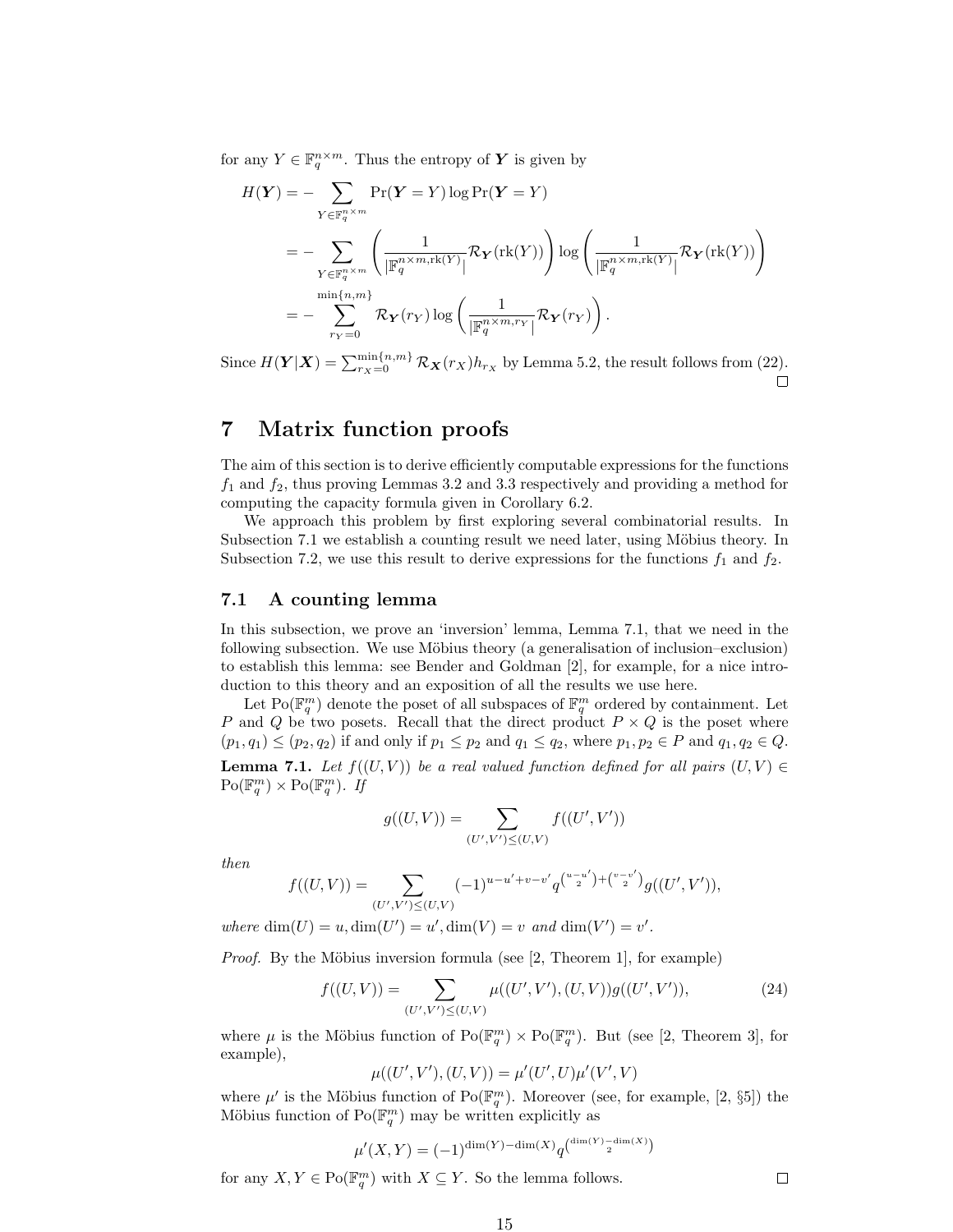for any $Y \in \mathbb{F}_q^{n\times m}$. Thus the entropy of $\boldsymbol{Y}$ is given by

$$
\begin{aligned}
H(\boldsymbol{Y}) &= -\sum_{Y\in\mathbb{F}_q^{n\times m}} \Pr(\boldsymbol{Y}=Y)\log\Pr(\boldsymbol{Y}=Y)\\
&= -\sum_{Y\in\mathbb{F}_q^{n\times m}} \left(\frac{1}{|\mathbb{F}_q^{n\times m,\mathrm{rk}(Y)}|}\mathcal{R}_{\boldsymbol{Y}}(\mathrm{rk}(Y))\right)\log\left(\frac{1}{|\mathbb{F}_q^{n\times m,\mathrm{rk}(Y)}|}\mathcal{R}_{\boldsymbol{Y}}(\mathrm{rk}(Y))\right)\\
&= -\sum_{r_Y=0}^{\min\{n,m\}} \mathcal{R}_{\boldsymbol{Y}}(r_Y)\log\left(\frac{1}{|\mathbb{F}_q^{n\times m,r_Y}|}\mathcal{R}_{\boldsymbol{Y}}(r_Y)\right).
\end{aligned}
$$

Since $H(\boldsymbol{Y}|\boldsymbol{X}) = \sum_{r_X=0}^{\min\{n,m\}} \mathcal{R}_{\boldsymbol{X}}(r_X)h_{r_X}$ by Lemma 5.2, the result follows from (22). □

# 7 Matrix function proofs

The aim of this section is to derive efficiently computable expressions for the functions $f_1$ and $f_2$, thus proving Lemmas 3.2 and 3.3 respectively and providing a method for computing the capacity formula given in Corollary 6.2.

We approach this problem by first exploring several combinatorial results. In Subsection 7.1 we establish a counting result we need later, using Möbius theory. In Subsection 7.2, we use this result to derive expressions for the functions $f_1$ and $f_2$.

## 7.1 A counting lemma

In this subsection, we prove an 'inversion' lemma, Lemma 7.1, that we need in the following subsection. We use Möbius theory (a generalisation of inclusion–exclusion) to establish this lemma: see Bender and Goldman [2], for example, for a nice introduction to this theory and an exposition of all the results we use here.

Let $\mathrm{Po}(\mathbb{F}_q^m)$ denote the poset of all subspaces of $\mathbb{F}_q^m$ ordered by containment. Let $P$ and $Q$ be two posets. Recall that the direct product $P\times Q$ is the poset where $(p_1,q_1)\le(p_2,q_2)$ if and only if $p_1\le p_2$ and $q_1\le q_2$, where $p_1,p_2\in P$ and $q_1,q_2\in Q$.

**Lemma 7.1.** *Let $f((U,V))$ be a real valued function defined for all pairs $(U,V)\in \mathrm{Po}(\mathbb{F}_q^m)\times\mathrm{Po}(\mathbb{F}_q^m)$. If*

$$g((U,V)) = \sum_{(U',V')\le(U,V)} f((U',V'))$$

*then*

$$f((U,V)) = \sum_{(U',V')\le(U,V)} (-1)^{u-u'+v-v'} q^{\binom{u-u'}{2}+\binom{v-v'}{2}} g((U',V')),$$

*where $\dim(U)=u, \dim(U')=u', \dim(V)=v$ and $\dim(V')=v'$.*

*Proof.* By the Möbius inversion formula (see [2, Theorem 1], for example)

$$f((U,V)) = \sum_{(U',V')\le(U,V)} \mu((U',V'),(U,V))g((U',V')), \tag{24}$$

where $\mu$ is the Möbius function of $\mathrm{Po}(\mathbb{F}_q^m)\times\mathrm{Po}(\mathbb{F}_q^m)$. But (see [2, Theorem 3], for example),

$$\mu((U',V'),(U,V)) = \mu'(U',U)\mu'(V',V)$$

where $\mu'$ is the Möbius function of $\mathrm{Po}(\mathbb{F}_q^m)$. Moreover (see, for example, [2, §5]) the Möbius function of $\mathrm{Po}(\mathbb{F}_q^m)$ may be written explicitly as

$$\mu'(X,Y) = (-1)^{\dim(Y)-\dim(X)} q^{\binom{\dim(Y)-\dim(X)}{2}}$$

for any $X,Y\in\mathrm{Po}(\mathbb{F}_q^m)$ with $X\subseteq Y$. So the lemma follows. □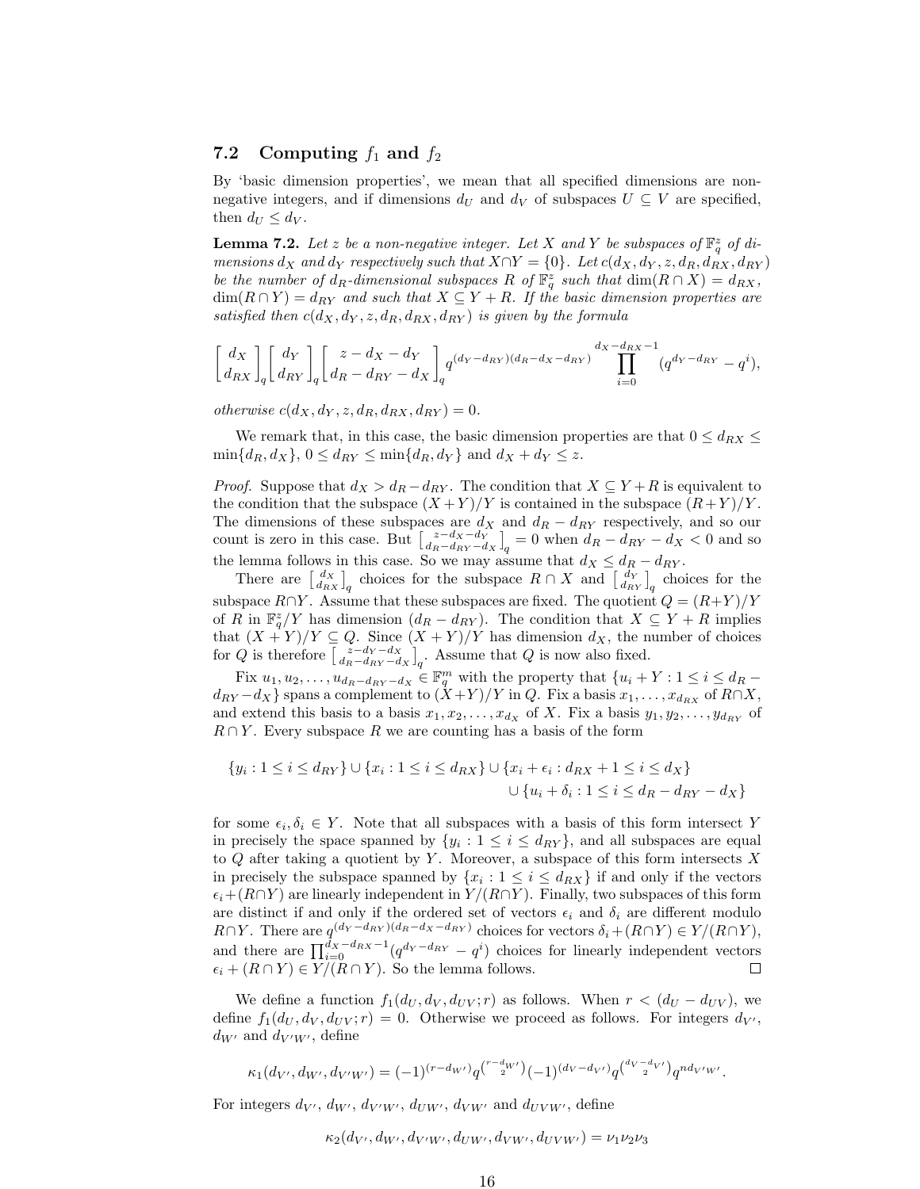### 7.2 Computing $f_1$ and $f_2$

By 'basic dimension properties', we mean that all specified dimensions are non-negative integers, and if dimensions $d_U$ and $d_V$ of subspaces $U \subseteq V$ are specified, then $d_U \leq d_V$.

**Lemma 7.2.** *Let $z$ be a non-negative integer. Let $X$ and $Y$ be subspaces of $\mathbb{F}_q^z$ of dimensions $d_X$ and $d_Y$ respectively such that $X \cap Y = \{0\}$. Let $c(d_X, d_Y, z, d_R, d_{RX}, d_{RY})$ be the number of $d_R$-dimensional subspaces $R$ of $\mathbb{F}_q^z$ such that $\dim(R \cap X) = d_{RX}$, $\dim(R \cap Y) = d_{RY}$ and such that $X \subseteq Y + R$. If the basic dimension properties are satisfied then $c(d_X, d_Y, z, d_R, d_{RX}, d_{RY})$ is given by the formula*

$$\begin{bmatrix} d_X \\ d_{RX} \end{bmatrix}_q \begin{bmatrix} d_Y \\ d_{RY} \end{bmatrix}_q \begin{bmatrix} z - d_X - d_Y \\ d_R - d_{RY} - d_X \end{bmatrix}_q q^{(d_Y - d_{RY})(d_R - d_X - d_{RY})} \prod_{i=0}^{d_X - d_{RX} - 1} (q^{d_Y - d_{RY}} - q^i),$$

*otherwise $c(d_X, d_Y, z, d_R, d_{RX}, d_{RY}) = 0$.*

We remark that, in this case, the basic dimension properties are that $0 \leq d_{RX} \leq \min\{d_R, d_X\}$, $0 \leq d_{RY} \leq \min\{d_R, d_Y\}$ and $d_X + d_Y \leq z$.

*Proof.* Suppose that $d_X > d_R - d_{RY}$. The condition that $X \subseteq Y + R$ is equivalent to the condition that the subspace $(X+Y)/Y$ is contained in the subspace $(R+Y)/Y$. The dimensions of these subspaces are $d_X$ and $d_R - d_{RY}$ respectively, and so our count is zero in this case. But $\begin{bmatrix} z - d_X - d_Y \\ d_R - d_{RY} - d_X \end{bmatrix}_q = 0$ when $d_R - d_{RY} - d_X < 0$ and so the lemma follows in this case. So we may assume that $d_X \leq d_R - d_{RY}$.

There are $\begin{bmatrix} d_X \\ d_{RX} \end{bmatrix}_q$ choices for the subspace $R \cap X$ and $\begin{bmatrix} d_Y \\ d_{RY} \end{bmatrix}_q$ choices for the subspace $R \cap Y$. Assume that these subspaces are fixed. The quotient $Q = (R+Y)/Y$ of $R$ in $\mathbb{F}_q^z/Y$ has dimension $(d_R - d_{RY})$. The condition that $X \subseteq Y + R$ implies that $(X+Y)/Y \subseteq Q$. Since $(X+Y)/Y$ has dimension $d_X$, the number of choices for $Q$ is therefore $\begin{bmatrix} z - d_Y - d_X \\ d_R - d_{RY} - d_X \end{bmatrix}_q$. Assume that $Q$ is now also fixed.

Fix $u_1, u_2, \ldots, u_{d_R - d_{RY} - d_X} \in \mathbb{F}_q^m$ with the property that $\{u_i + Y : 1 \leq i \leq d_R - d_{RY} - d_X\}$ spans a complement to $(X+Y)/Y$ in $Q$. Fix a basis $x_1, \ldots, x_{d_{RX}}$ of $R \cap X$, and extend this basis to a basis $x_1, x_2, \ldots, x_{d_X}$ of $X$. Fix a basis $y_1, y_2, \ldots, y_{d_{RY}}$ of $R \cap Y$. Every subspace $R$ we are counting has a basis of the form

$$\{y_i : 1 \leq i \leq d_{RY}\} \cup \{x_i : 1 \leq i \leq d_{RX}\} \cup \{x_i + \epsilon_i : d_{RX} + 1 \leq i \leq d_X\} \\ \cup \{u_i + \delta_i : 1 \leq i \leq d_R - d_{RY} - d_X\}$$

for some $\epsilon_i, \delta_i \in Y$. Note that all subspaces with a basis of this form intersect $Y$ in precisely the space spanned by $\{y_i : 1 \leq i \leq d_{RY}\}$, and all subspaces are equal to $Q$ after taking a quotient by $Y$. Moreover, a subspace of this form intersects $X$ in precisely the subspace spanned by $\{x_i : 1 \leq i \leq d_{RX}\}$ if and only if the vectors $\epsilon_i + (R \cap Y)$ are linearly independent in $Y/(R \cap Y)$. Finally, two subspaces of this form are distinct if and only if the ordered set of vectors $\epsilon_i$ and $\delta_i$ are different modulo $R \cap Y$. There are $q^{(d_Y - d_{RY})(d_R - d_X - d_{RY})}$ choices for vectors $\delta_i + (R \cap Y) \in Y/(R \cap Y)$, and there are $\prod_{i=0}^{d_X - d_{RX} - 1} (q^{d_Y - d_{RY}} - q^i)$ choices for linearly independent vectors $\epsilon_i + (R \cap Y) \in Y/(R \cap Y)$. So the lemma follows. $\square$

We define a function $f_1(d_U, d_V, d_{UV}; r)$ as follows. When $r < (d_U - d_{UV})$, we define $f_1(d_U, d_V, d_{UV}; r) = 0$. Otherwise we proceed as follows. For integers $d_{V'}$, $d_{W'}$ and $d_{V'W'}$, define

$$\kappa_1(d_{V'}, d_{W'}, d_{V'W'}) = (-1)^{(r - d_{W'})} q^{\binom{r - d_{W'}}{2}} (-1)^{(d_V - d_{V'})} q^{\binom{d_V - d_{V'}}{2}} q^{n d_{V'W'}}.$$

For integers $d_{V'}$, $d_{W'}$, $d_{V'W'}$, $d_{UW'}$, $d_{VW'}$ and $d_{UVW'}$, define

$$\kappa_2(d_{V'}, d_{W'}, d_{V'W'}, d_{UW'}, d_{VW'}, d_{UVW'}) = \nu_1 \nu_2 \nu_3$$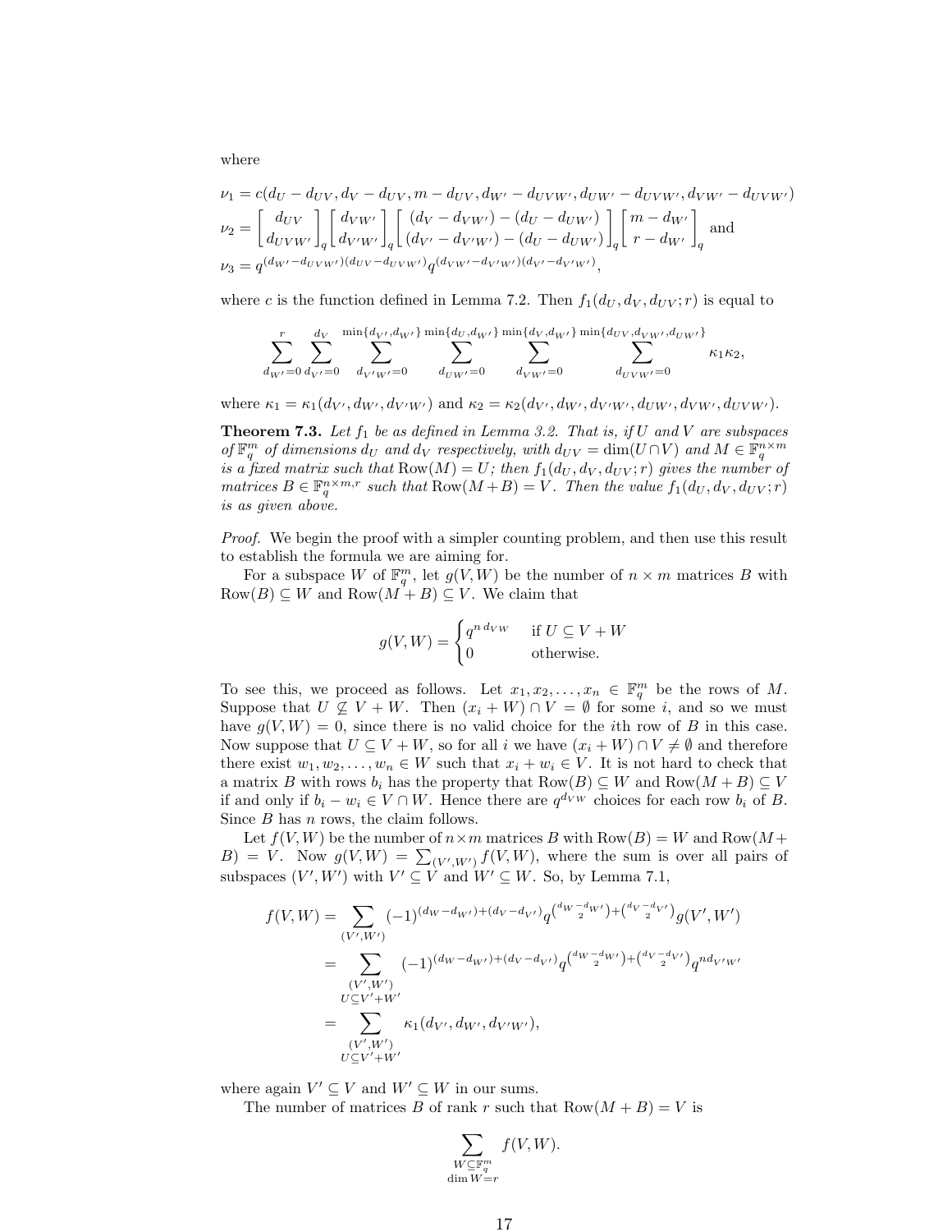where

$$\nu_1 = c(d_U - d_{UV}, d_V - d_{UV}, m - d_{UV}, d_{W'} - d_{UVW'}, d_{UW'} - d_{UVW'}, d_{VW'} - d_{UVW'})$$

$$\nu_2 = \begin{bmatrix} d_{UV} \\ d_{UVW'} \end{bmatrix}_q \begin{bmatrix} d_{VW'} \\ d_{V'W'} \end{bmatrix}_q \begin{bmatrix} (d_V - d_{VW'}) - (d_U - d_{UW'}) \\ (d_{V'} - d_{V'W'}) - (d_U - d_{UW'}) \end{bmatrix}_q \begin{bmatrix} m - d_{W'} \\ r - d_{W'} \end{bmatrix}_q \text{ and}$$

$$\nu_3 = q^{(d_{W'} - d_{UVW'})(d_{UV} - d_{UVW'})} q^{(d_{VW'} - d_{V'W'})(d_{V'} - d_{V'W'})},$$

where $c$ is the function defined in Lemma 7.2. Then $f_1(d_U, d_V, d_{UV}; r)$ is equal to

$$\sum_{d_{W'}=0}^{r} \sum_{d_{V'}=0}^{d_V} \sum_{d_{V'W'}=0}^{\min\{d_{V'}, d_{W'}\}} \sum_{d_{UW'}=0}^{\min\{d_U, d_{W'}\}} \sum_{d_{VW'}=0}^{\min\{d_V, d_{W'}\}} \sum_{d_{UVW'}=0}^{\min\{d_{UV}, d_{VW'}, d_{UW'}\}} \kappa_1 \kappa_2,$$

where $\kappa_1 = \kappa_1(d_{V'}, d_{W'}, d_{V'W'})$ and $\kappa_2 = \kappa_2(d_{V'}, d_{W'}, d_{V'W'}, d_{UW'}, d_{VW'}, d_{UVW'})$.

**Theorem 7.3.** *Let $f_1$ be as defined in Lemma 3.2. That is, if $U$ and $V$ are subspaces of $\mathbb{F}_q^m$ of dimensions $d_U$ and $d_V$ respectively, with $d_{UV} = \dim(U \cap V)$ and $M \in \mathbb{F}_q^{n\times m}$ is a fixed matrix such that $\mathrm{Row}(M) = U$; then $f_1(d_U, d_V, d_{UV}; r)$ gives the number of matrices $B \in \mathbb{F}_q^{n\times m, r}$ such that $\mathrm{Row}(M + B) = V$. Then the value $f_1(d_U, d_V, d_{UV}; r)$ is as given above.*

*Proof.* We begin the proof with a simpler counting problem, and then use this result to establish the formula we are aiming for.

For a subspace $W$ of $\mathbb{F}_q^m$, let $g(V, W)$ be the number of $n \times m$ matrices $B$ with $\mathrm{Row}(B) \subseteq W$ and $\mathrm{Row}(M + B) \subseteq V$. We claim that

$$g(V, W) = \begin{cases} q^{n\, d_{VW}} & \text{if } U \subseteq V + W \\ 0 & \text{otherwise.} \end{cases}$$

To see this, we proceed as follows. Let $x_1, x_2, \ldots, x_n \in \mathbb{F}_q^m$ be the rows of $M$. Suppose that $U \not\subseteq V + W$. Then $(x_i + W) \cap V = \emptyset$ for some $i$, and so we must have $g(V, W) = 0$, since there is no valid choice for the $i$th row of $B$ in this case. Now suppose that $U \subseteq V + W$, so for all $i$ we have $(x_i + W) \cap V \neq \emptyset$ and therefore there exist $w_1, w_2, \ldots, w_n \in W$ such that $x_i + w_i \in V$. It is not hard to check that a matrix $B$ with rows $b_i$ has the property that $\mathrm{Row}(B) \subseteq W$ and $\mathrm{Row}(M + B) \subseteq V$ if and only if $b_i - w_i \in V \cap W$. Hence there are $q^{d_{VW}}$ choices for each row $b_i$ of $B$. Since $B$ has $n$ rows, the claim follows.

Let $f(V, W)$ be the number of $n \times m$ matrices $B$ with $\mathrm{Row}(B) = W$ and $\mathrm{Row}(M + B) = V$. Now $g(V, W) = \sum_{(V', W')} f(V, W)$, where the sum is over all pairs of subspaces $(V', W')$ with $V' \subseteq V$ and $W' \subseteq W$. So, by Lemma 7.1,

$$\begin{aligned}
f(V, W) &= \sum_{(V', W')} (-1)^{(d_W - d_{W'}) + (d_V - d_{V'})} q^{\binom{d_W - d_{W'}}{2} + \binom{d_V - d_{V'}}{2}} g(V', W') \\
&= \sum_{\substack{(V', W') \\ U \subseteq V' + W'}} (-1)^{(d_W - d_{W'}) + (d_V - d_{V'})} q^{\binom{d_W - d_{W'}}{2} + \binom{d_V - d_{V'}}{2}} q^{n d_{V'W'}} \\
&= \sum_{\substack{(V', W') \\ U \subseteq V' + W'}} \kappa_1(d_{V'}, d_{W'}, d_{V'W'}),
\end{aligned}$$

where again $V' \subseteq V$ and $W' \subseteq W$ in our sums.

The number of matrices $B$ of rank $r$ such that $\mathrm{Row}(M + B) = V$ is

$$\sum_{\substack{W \subseteq \mathbb{F}_q^m \\ \dim W = r}} f(V, W).$$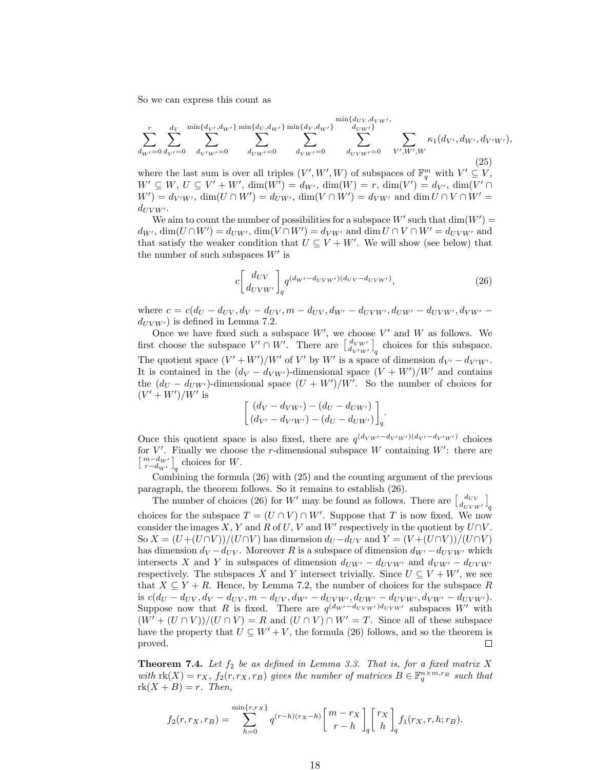So we can express this count as

$$\sum_{d_{W'}=0}^{r} \sum_{d_{V'}=0}^{d_V} \sum_{d_{V'W'}=0}^{\min\{d_{V'},d_{W'}\}} \sum_{d_{UW'}=0}^{\min\{d_U,d_{W'}\}} \sum_{d_{VW'}=0}^{\min\{d_V,d_{W'}\}} \sum_{d_{UVW'}=0}^{\min\{d_{UV},d_{VW'},d_{UW'}\}} \sum_{V',W',W} \kappa_1(d_{V'},d_{W'},d_{V'W'}), \tag{25}$$

where the last sum is over all triples $(V', W', W)$ of subspaces of $\mathbb{F}_q^m$ with $V' \subseteq V$, $W' \subseteq W$, $U \subseteq V' + W'$, $\dim(W') = d_{W'}$, $\dim(W) = r$, $\dim(V') = d_{V'}$, $\dim(V' \cap W') = d_{V'W'}$, $\dim(U \cap W') = d_{UW'}$, $\dim(V \cap W') = d_{VW'}$ and $\dim U \cap V \cap W' = d_{UVW'}$.

We aim to count the number of possibilities for a subspace $W'$ such that $\dim(W') = d_{W'}$, $\dim(U \cap W') = d_{UW'}$, $\dim(V \cap W') = d_{VW'}$ and $\dim U \cap V \cap W' = d_{UVW'}$ and that satisfy the weaker condition that $U \subseteq V + W'$. We will show (see below) that the number of such subspaces $W'$ is

$$c \begin{bmatrix} d_{UV} \\ d_{UVW'} \end{bmatrix}_q q^{(d_{W'}-d_{UVW'})(d_{UV}-d_{UVW'})}, \tag{26}$$

where $c = c(d_U - d_{UV}, d_V - d_{UV}, m - d_{UV}, d_{W'} - d_{UVW'}, d_{UW'} - d_{UVW'}, d_{VW'} - d_{UVW'})$ is defined in Lemma 7.2.

Once we have fixed such a subspace $W'$, we choose $V'$ and $W$ as follows. We first choose the subspace $V' \cap W'$. There are $\begin{bmatrix} d_{VW'} \\ d_{V'W'} \end{bmatrix}_q$ choices for this subspace. The quotient space $(V' + W')/W'$ of $V'$ by $W'$ is a space of dimension $d_{V'} - d_{V'W'}$. It is contained in the $(d_V - d_{VW'})$-dimensional space $(V + W')/W'$ and contains the $(d_U - d_{UW'})$-dimensional space $(U + W')/W'$. So the number of choices for $(V' + W')/W'$ is

$$\begin{bmatrix} (d_V - d_{VW'}) - (d_U - d_{UW'}) \\ (d_{V'} - d_{V'W'}) - (d_U - d_{UW'}) \end{bmatrix}_q.$$

Once this quotient space is also fixed, there are $q^{(d_{VW'}-d_{V'W'})(d_{V'}-d_{V'W'})}$ choices for $V'$. Finally we choose the $r$-dimensional subspace $W$ containing $W'$: there are $\begin{bmatrix} m-d_{W'} \\ r-d_{W'} \end{bmatrix}_q$ choices for $W$.

Combining the formula (26) with (25) and the counting argument of the previous paragraph, the theorem follows. So it remains to establish (26).

The number of choices (26) for $W'$ may be found as follows. There are $\begin{bmatrix} d_{UV} \\ d_{UVW'} \end{bmatrix}_q$ choices for the subspace $T = (U \cap V) \cap W'$. Suppose that $T$ is now fixed. We now consider the images $X$, $Y$ and $R$ of $U$, $V$ and $W'$ respectively in the quotient by $U \cap V$. So $X = (U + (U \cap V))/(U \cap V)$ has dimension $d_U - d_{UV}$ and $Y = (V + (U \cap V))/(U \cap V)$ has dimension $d_V - d_{UV}$. Moreover $R$ is a subspace of dimension $d_{W'} - d_{UVW'}$ which intersects $X$ and $Y$ in subspaces of dimension $d_{UW'} - d_{UVW'}$ and $d_{VW'} - d_{UVW'}$ respectively. The subspaces $X$ and $Y$ intersect trivially. Since $U \subseteq V + W'$, we see that $X \subseteq Y + R$. Hence, by Lemma 7.2, the number of choices for the subspace $R$ is $c(d_U - d_{UV}, d_V - d_{UV}, m - d_{UV}, d_{W'} - d_{UVW'}, d_{UW'} - d_{UVW'}, d_{VW'} - d_{UVW'})$. Suppose now that $R$ is fixed. There are $q^{(d_{W'}-d_{UVW'})d_{UVW'}}$ subspaces $W'$ with $(W' + (U \cap V))/(U \cap V) = R$ and $(U \cap V) \cap W' = T$. Since all of these subspaces have the property that $U \subseteq W' + V$, the formula (26) follows, and so the theorem is proved. □

**Theorem 7.4.** *Let $f_2$ be as defined in Lemma 3.3. That is, for a fixed matrix $X$ with $\text{rk}(X) = r_X$, $f_2(r, r_X, r_B)$ gives the number of matrices $B \in \mathbb{F}_q^{n \times m, r_B}$ such that $\text{rk}(X + B) = r$. Then,*

$$f_2(r, r_X, r_B) = \sum_{h=0}^{\min\{r, r_X\}} q^{(r-h)(r_X-h)} \begin{bmatrix} m - r_X \\ r - h \end{bmatrix}_q \begin{bmatrix} r_X \\ h \end{bmatrix}_q f_1(r_X, r, h; r_B).$$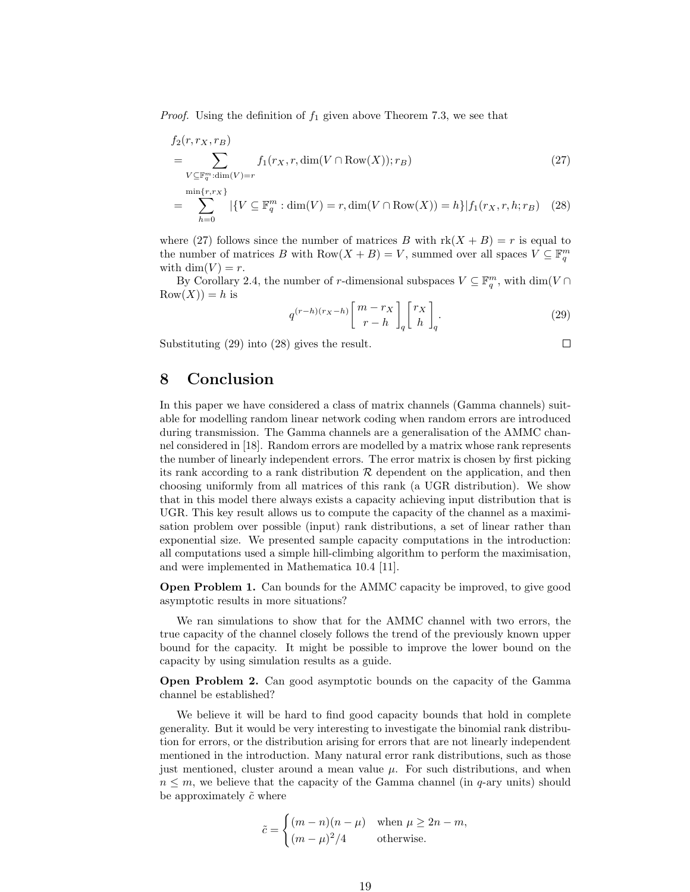*Proof.* Using the definition of $f_1$ given above Theorem 7.3, we see that

$$
\begin{aligned}
&f_2(r, r_X, r_B) \\
&= \sum_{V \subseteq \mathbb{F}_q^m : \dim(V) = r} f_1(r_X, r, \dim(V \cap \mathrm{Row}(X)); r_B) &(27)\\
&= \sum_{h=0}^{\min\{r, r_X\}} |\{V \subseteq \mathbb{F}_q^m : \dim(V) = r, \dim(V \cap \mathrm{Row}(X)) = h\}| f_1(r_X, r, h; r_B) &(28)
\end{aligned}
$$

where (27) follows since the number of matrices $B$ with $\mathrm{rk}(X+B) = r$ is equal to the number of matrices $B$ with $\mathrm{Row}(X+B) = V$, summed over all spaces $V \subseteq \mathbb{F}_q^m$ with $\dim(V) = r$.

By Corollary 2.4, the number of $r$-dimensional subspaces $V \subseteq \mathbb{F}_q^m$, with $\dim(V \cap \mathrm{Row}(X)) = h$ is

$$
q^{(r-h)(r_X-h)} \begin{bmatrix} m - r_X \\ r - h \end{bmatrix}_q \begin{bmatrix} r_X \\ h \end{bmatrix}_q. \tag{29}
$$

Substituting (29) into (28) gives the result. □

## 8 Conclusion

In this paper we have considered a class of matrix channels (Gamma channels) suitable for modelling random linear network coding when random errors are introduced during transmission. The Gamma channels are a generalisation of the AMMC channel considered in [18]. Random errors are modelled by a matrix whose rank represents the number of linearly independent errors. The error matrix is chosen by first picking its rank according to a rank distribution $\mathcal{R}$ dependent on the application, and then choosing uniformly from all matrices of this rank (a UGR distribution). We show that in this model there always exists a capacity achieving input distribution that is UGR. This key result allows us to compute the capacity of the channel as a maximisation problem over possible (input) rank distributions, a set of linear rather than exponential size. We presented sample capacity computations in the introduction: all computations used a simple hill-climbing algorithm to perform the maximisation, and were implemented in Mathematica 10.4 [11].

**Open Problem 1.** Can bounds for the AMMC capacity be improved, to give good asymptotic results in more situations?

We ran simulations to show that for the AMMC channel with two errors, the true capacity of the channel closely follows the trend of the previously known upper bound for the capacity. It might be possible to improve the lower bound on the capacity by using simulation results as a guide.

**Open Problem 2.** Can good asymptotic bounds on the capacity of the Gamma channel be established?

We believe it will be hard to find good capacity bounds that hold in complete generality. But it would be very interesting to investigate the binomial rank distribution for errors, or the distribution arising for errors that are not linearly independent mentioned in the introduction. Many natural error rank distributions, such as those just mentioned, cluster around a mean value $\mu$. For such distributions, and when $n \leq m$, we believe that the capacity of the Gamma channel (in $q$-ary units) should be approximately $\tilde{c}$ where

$$
\tilde{c} = \begin{cases} (m-n)(n-\mu) & \text{when } \mu \geq 2n - m, \\ (m-\mu)^2/4 & \text{otherwise.} \end{cases}
$$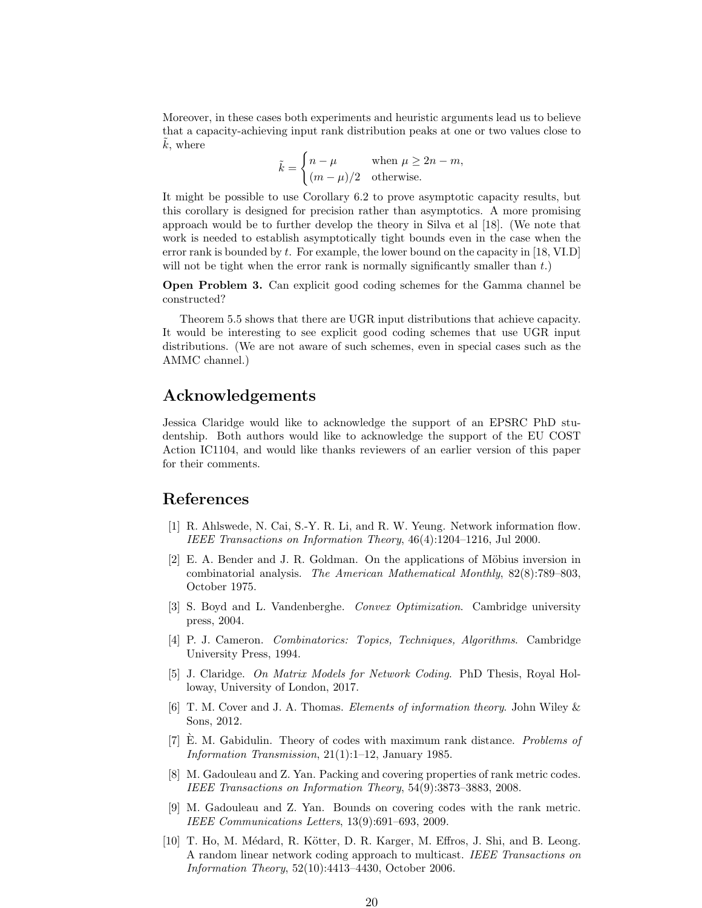Moreover, in these cases both experiments and heuristic arguments lead us to believe that a capacity-achieving input rank distribution peaks at one or two values close to $\tilde{k}$, where

$$\tilde{k} = \begin{cases} n - \mu & \text{when } \mu \geq 2n - m, \\ (m - \mu)/2 & \text{otherwise.} \end{cases}$$

It might be possible to use Corollary 6.2 to prove asymptotic capacity results, but this corollary is designed for precision rather than asymptotics. A more promising approach would be to further develop the theory in Silva et al [18]. (We note that work is needed to establish asymptotically tight bounds even in the case when the error rank is bounded by $t$. For example, the lower bound on the capacity in [18, VI.D] will not be tight when the error rank is normally significantly smaller than $t$.)

**Open Problem 3.** Can explicit good coding schemes for the Gamma channel be constructed?

Theorem 5.5 shows that there are UGR input distributions that achieve capacity. It would be interesting to see explicit good coding schemes that use UGR input distributions. (We are not aware of such schemes, even in special cases such as the AMMC channel.)

## Acknowledgements

Jessica Claridge would like to acknowledge the support of an EPSRC PhD studentship. Both authors would like to acknowledge the support of the EU COST Action IC1104, and would like thanks reviewers of an earlier version of this paper for their comments.

## References

[1] R. Ahlswede, N. Cai, S.-Y. R. Li, and R. W. Yeung. Network information flow. *IEEE Transactions on Information Theory*, 46(4):1204–1216, Jul 2000.

[2] E. A. Bender and J. R. Goldman. On the applications of Möbius inversion in combinatorial analysis. *The American Mathematical Monthly*, 82(8):789–803, October 1975.

[3] S. Boyd and L. Vandenberghe. *Convex Optimization*. Cambridge university press, 2004.

[4] P. J. Cameron. *Combinatorics: Topics, Techniques, Algorithms*. Cambridge University Press, 1994.

[5] J. Claridge. *On Matrix Models for Network Coding*. PhD Thesis, Royal Holloway, University of London, 2017.

[6] T. M. Cover and J. A. Thomas. *Elements of information theory*. John Wiley & Sons, 2012.

[7] È. M. Gabidulin. Theory of codes with maximum rank distance. *Problems of Information Transmission*, 21(1):1–12, January 1985.

[8] M. Gadouleau and Z. Yan. Packing and covering properties of rank metric codes. *IEEE Transactions on Information Theory*, 54(9):3873–3883, 2008.

[9] M. Gadouleau and Z. Yan. Bounds on covering codes with the rank metric. *IEEE Communications Letters*, 13(9):691–693, 2009.

[10] T. Ho, M. Médard, R. Kötter, D. R. Karger, M. Effros, J. Shi, and B. Leong. A random linear network coding approach to multicast. *IEEE Transactions on Information Theory*, 52(10):4413–4430, October 2006.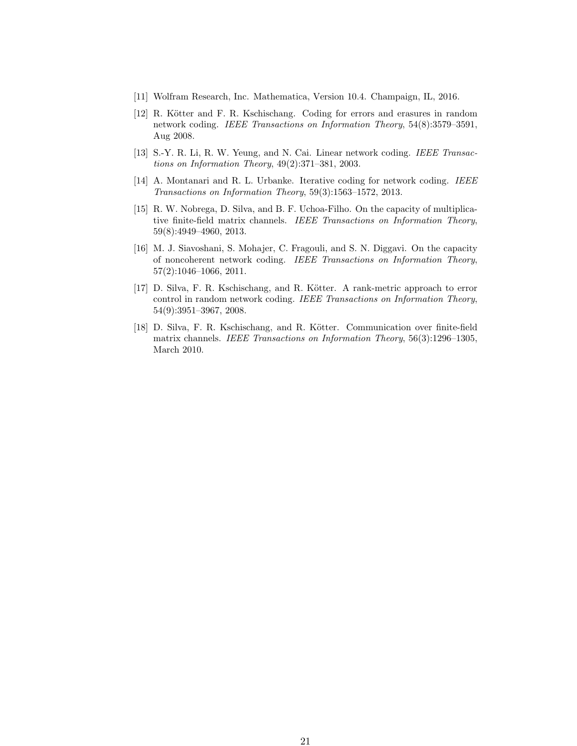[11] Wolfram Research, Inc. Mathematica, Version 10.4. Champaign, IL, 2016.

[12] R. Kötter and F. R. Kschischang. Coding for errors and erasures in random network coding. *IEEE Transactions on Information Theory*, 54(8):3579–3591, Aug 2008.

[13] S.-Y. R. Li, R. W. Yeung, and N. Cai. Linear network coding. *IEEE Transactions on Information Theory*, 49(2):371–381, 2003.

[14] A. Montanari and R. L. Urbanke. Iterative coding for network coding. *IEEE Transactions on Information Theory*, 59(3):1563–1572, 2013.

[15] R. W. Nobrega, D. Silva, and B. F. Uchoa-Filho. On the capacity of multiplicative finite-field matrix channels. *IEEE Transactions on Information Theory*, 59(8):4949–4960, 2013.

[16] M. J. Siavoshani, S. Mohajer, C. Fragouli, and S. N. Diggavi. On the capacity of noncoherent network coding. *IEEE Transactions on Information Theory*, 57(2):1046–1066, 2011.

[17] D. Silva, F. R. Kschischang, and R. Kötter. A rank-metric approach to error control in random network coding. *IEEE Transactions on Information Theory*, 54(9):3951–3967, 2008.

[18] D. Silva, F. R. Kschischang, and R. Kötter. Communication over finite-field matrix channels. *IEEE Transactions on Information Theory*, 56(3):1296–1305, March 2010.